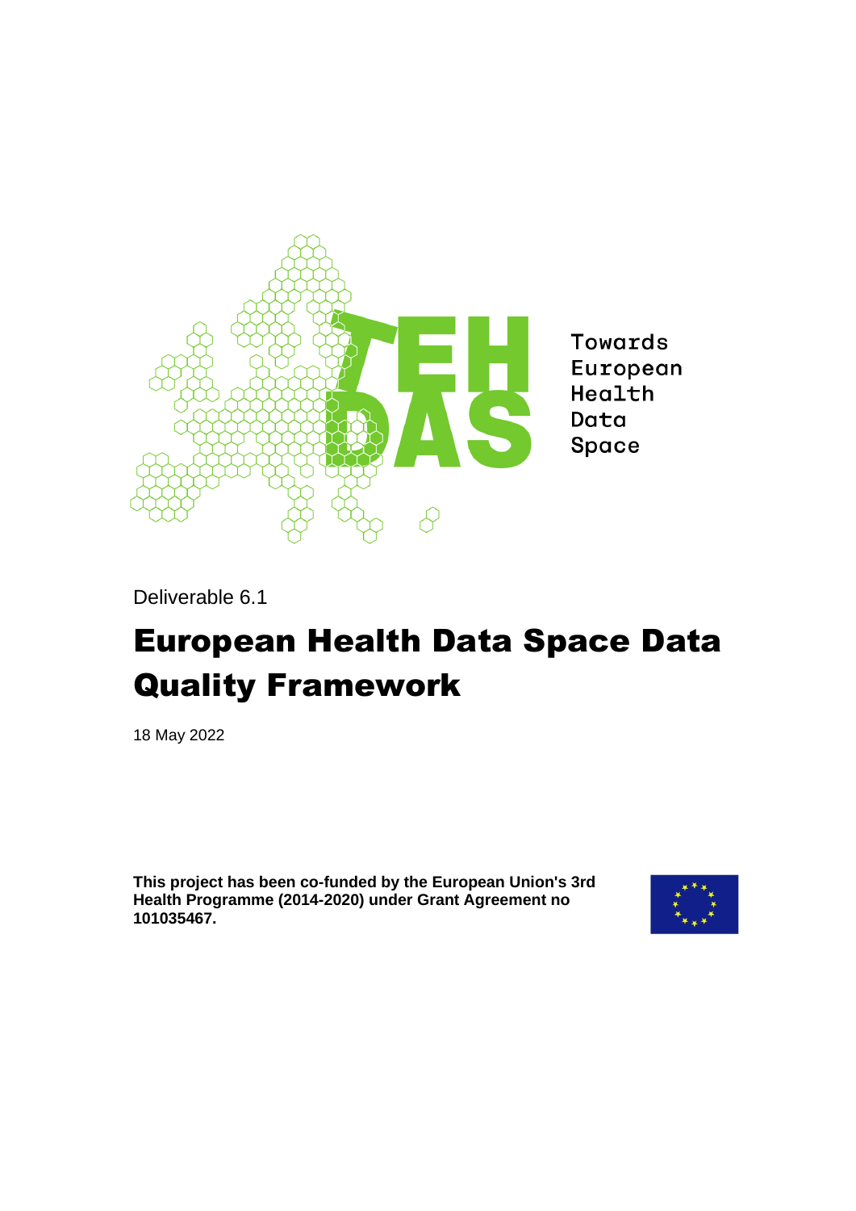Towards European Health Data Space

Deliverable 6.1

# European Health Data Space Data Quality Framework

18 May 2022

**This project has been co-funded by the European Union's 3rd Health Programme (2014-2020) under Grant Agreement no 101035467.**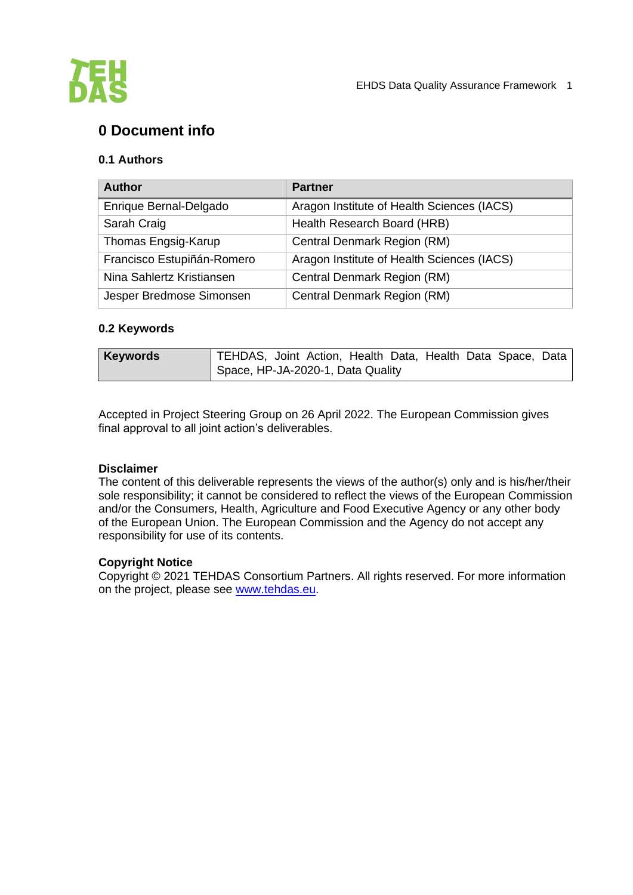# 0 Document info

## 0.1 Authors

| Author | Partner |
|---|---|
| Enrique Bernal-Delgado | Aragon Institute of Health Sciences (IACS) |
| Sarah Craig | Health Research Board (HRB) |
| Thomas Engsig-Karup | Central Denmark Region (RM) |
| Francisco Estupiñán-Romero | Aragon Institute of Health Sciences (IACS) |
| Nina Sahlertz Kristiansen | Central Denmark Region (RM) |
| Jesper Bredmose Simonsen | Central Denmark Region (RM) |

## 0.2 Keywords

| **Keywords** | TEHDAS, Joint Action, Health Data, Health Data Space, Data Space, HP-JA-2020-1, Data Quality |
|---|---|

Accepted in Project Steering Group on 26 April 2022. The European Commission gives final approval to all joint action's deliverables.

**Disclaimer**
The content of this deliverable represents the views of the author(s) only and is his/her/their sole responsibility; it cannot be considered to reflect the views of the European Commission and/or the Consumers, Health, Agriculture and Food Executive Agency or any other body of the European Union. The European Commission and the Agency do not accept any responsibility for use of its contents.

**Copyright Notice**
Copyright © 2021 TEHDAS Consortium Partners. All rights reserved. For more information on the project, please see www.tehdas.eu.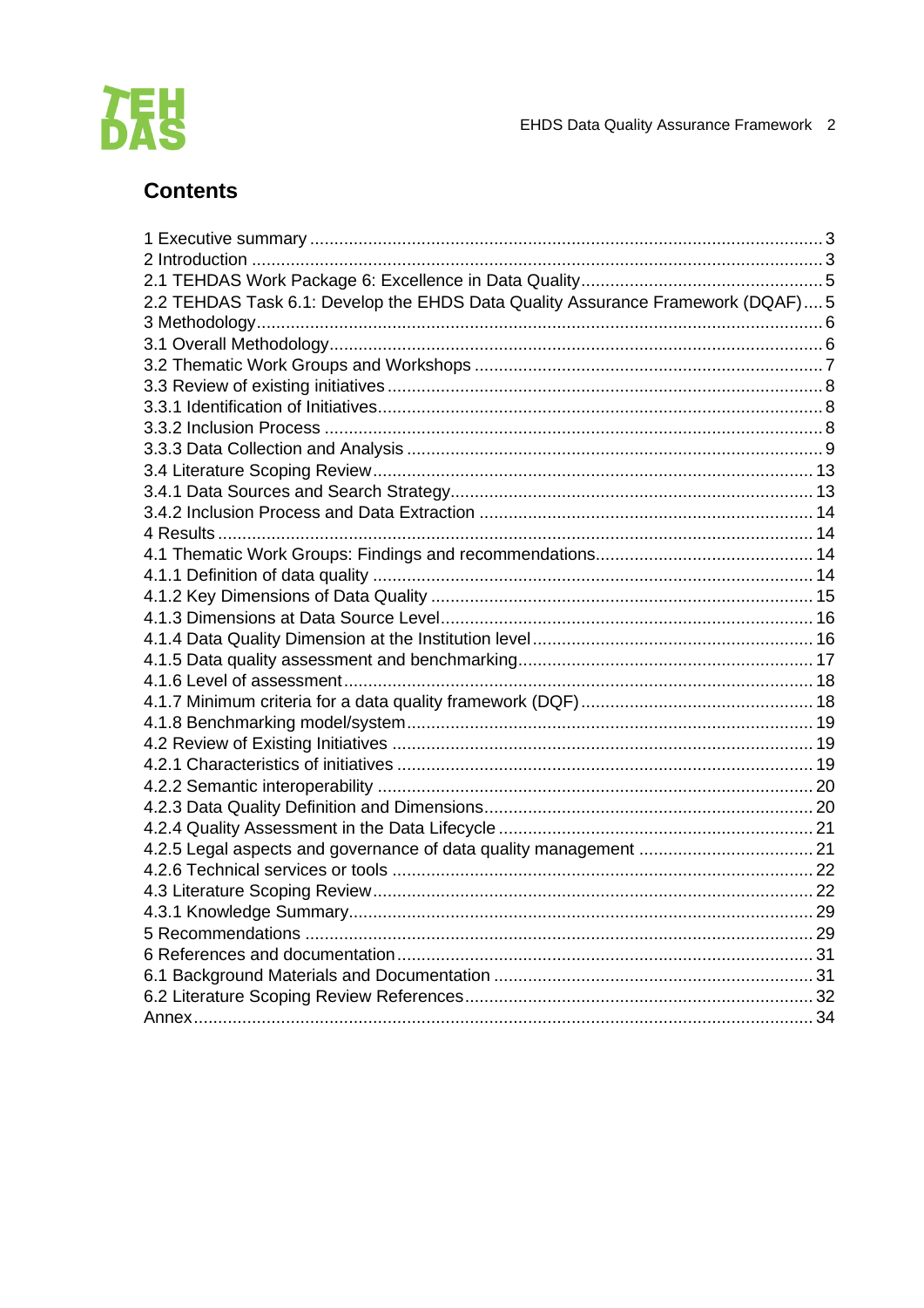## Contents

1 Executive summary ........................................................................................................ 3
2 Introduction ..................................................................................................................... 3
2.1 TEHDAS Work Package 6: Excellence in Data Quality .................................................. 5
2.2 TEHDAS Task 6.1: Develop the EHDS Data Quality Assurance Framework (DQAF) .... 5
3 Methodology .................................................................................................................... 6
3.1 Overall Methodology ...................................................................................................... 6
3.2 Thematic Work Groups and Workshops ........................................................................ 7
3.3 Review of existing initiatives .......................................................................................... 8
3.3.1 Identification of Initiatives ............................................................................................ 8
3.3.2 Inclusion Process ........................................................................................................ 8
3.3.3 Data Collection and Analysis ...................................................................................... 9
3.4 Literature Scoping Review ........................................................................................... 13
3.4.1 Data Sources and Search Strategy ........................................................................... 13
3.4.2 Inclusion Process and Data Extraction ..................................................................... 14
4 Results ........................................................................................................................... 14
4.1 Thematic Work Groups: Findings and recommendations ............................................. 14
4.1.1 Definition of data quality ........................................................................................... 14
4.1.2 Key Dimensions of Data Quality ............................................................................... 15
4.1.3 Dimensions at Data Source Level ............................................................................. 16
4.1.4 Data Quality Dimension at the Institution level .......................................................... 16
4.1.5 Data quality assessment and benchmarking ............................................................. 17
4.1.6 Level of assessment ................................................................................................. 18
4.1.7 Minimum criteria for a data quality framework (DQF) ................................................ 18
4.1.8 Benchmarking model/system .................................................................................... 19
4.2 Review of Existing Initiatives ....................................................................................... 19
4.2.1 Characteristics of initiatives ...................................................................................... 19
4.2.2 Semantic interoperability .......................................................................................... 20
4.2.3 Data Quality Definition and Dimensions .................................................................... 20
4.2.4 Quality Assessment in the Data Lifecycle ................................................................. 21
4.2.5 Legal aspects and governance of data quality management .................................... 21
4.2.6 Technical services or tools ....................................................................................... 22
4.3 Literature Scoping Review ........................................................................................... 22
4.3.1 Knowledge Summary ................................................................................................ 29
5 Recommendations ......................................................................................................... 29
6 References and documentation ..................................................................................... 31
6.1 Background Materials and Documentation .................................................................. 31
6.2 Literature Scoping Review References ......................................................................... 32
Annex ................................................................................................................................ 34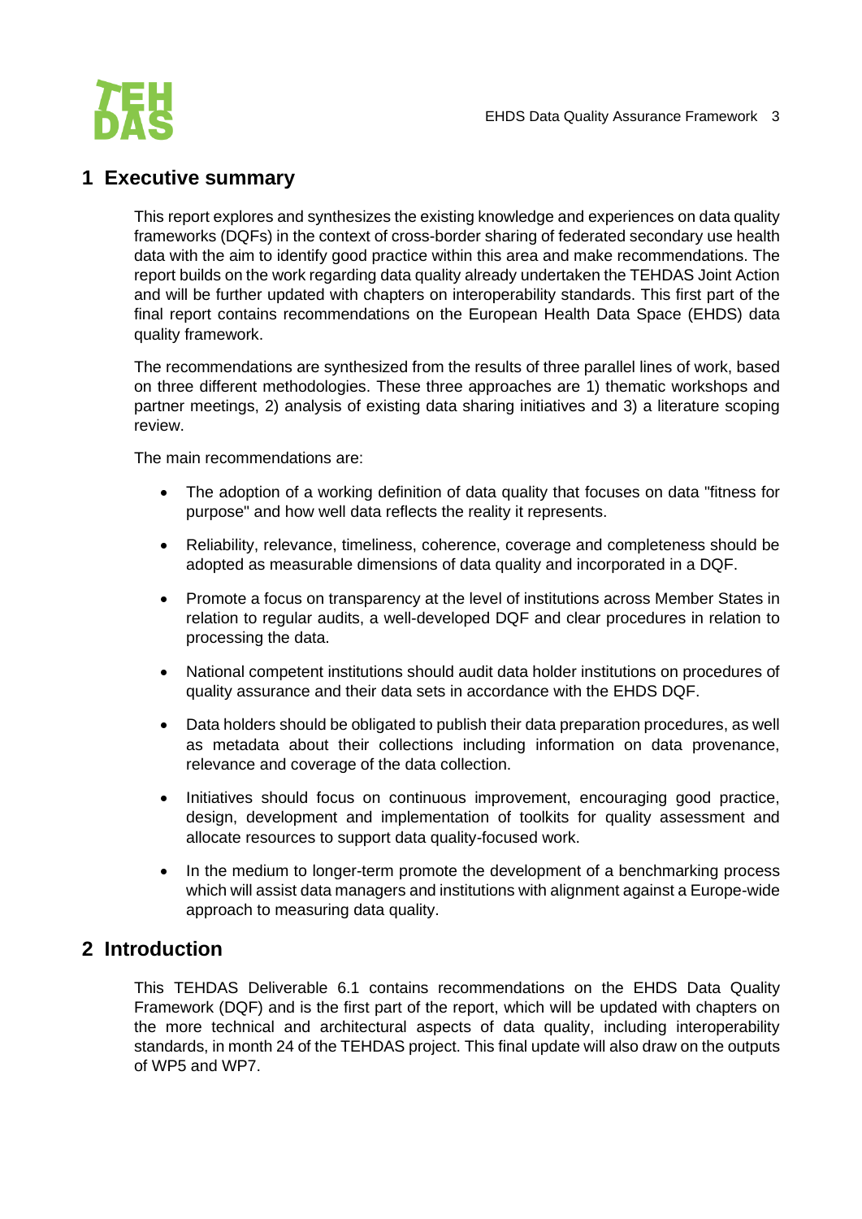# 1 Executive summary

This report explores and synthesizes the existing knowledge and experiences on data quality frameworks (DQFs) in the context of cross-border sharing of federated secondary use health data with the aim to identify good practice within this area and make recommendations. The report builds on the work regarding data quality already undertaken the TEHDAS Joint Action and will be further updated with chapters on interoperability standards. This first part of the final report contains recommendations on the European Health Data Space (EHDS) data quality framework.

The recommendations are synthesized from the results of three parallel lines of work, based on three different methodologies. These three approaches are 1) thematic workshops and partner meetings, 2) analysis of existing data sharing initiatives and 3) a literature scoping review.

The main recommendations are:

- The adoption of a working definition of data quality that focuses on data "fitness for purpose" and how well data reflects the reality it represents.
- Reliability, relevance, timeliness, coherence, coverage and completeness should be adopted as measurable dimensions of data quality and incorporated in a DQF.
- Promote a focus on transparency at the level of institutions across Member States in relation to regular audits, a well-developed DQF and clear procedures in relation to processing the data.
- National competent institutions should audit data holder institutions on procedures of quality assurance and their data sets in accordance with the EHDS DQF.
- Data holders should be obligated to publish their data preparation procedures, as well as metadata about their collections including information on data provenance, relevance and coverage of the data collection.
- Initiatives should focus on continuous improvement, encouraging good practice, design, development and implementation of toolkits for quality assessment and allocate resources to support data quality-focused work.
- In the medium to longer-term promote the development of a benchmarking process which will assist data managers and institutions with alignment against a Europe-wide approach to measuring data quality.

# 2 Introduction

This TEHDAS Deliverable 6.1 contains recommendations on the EHDS Data Quality Framework (DQF) and is the first part of the report, which will be updated with chapters on the more technical and architectural aspects of data quality, including interoperability standards, in month 24 of the TEHDAS project. This final update will also draw on the outputs of WP5 and WP7.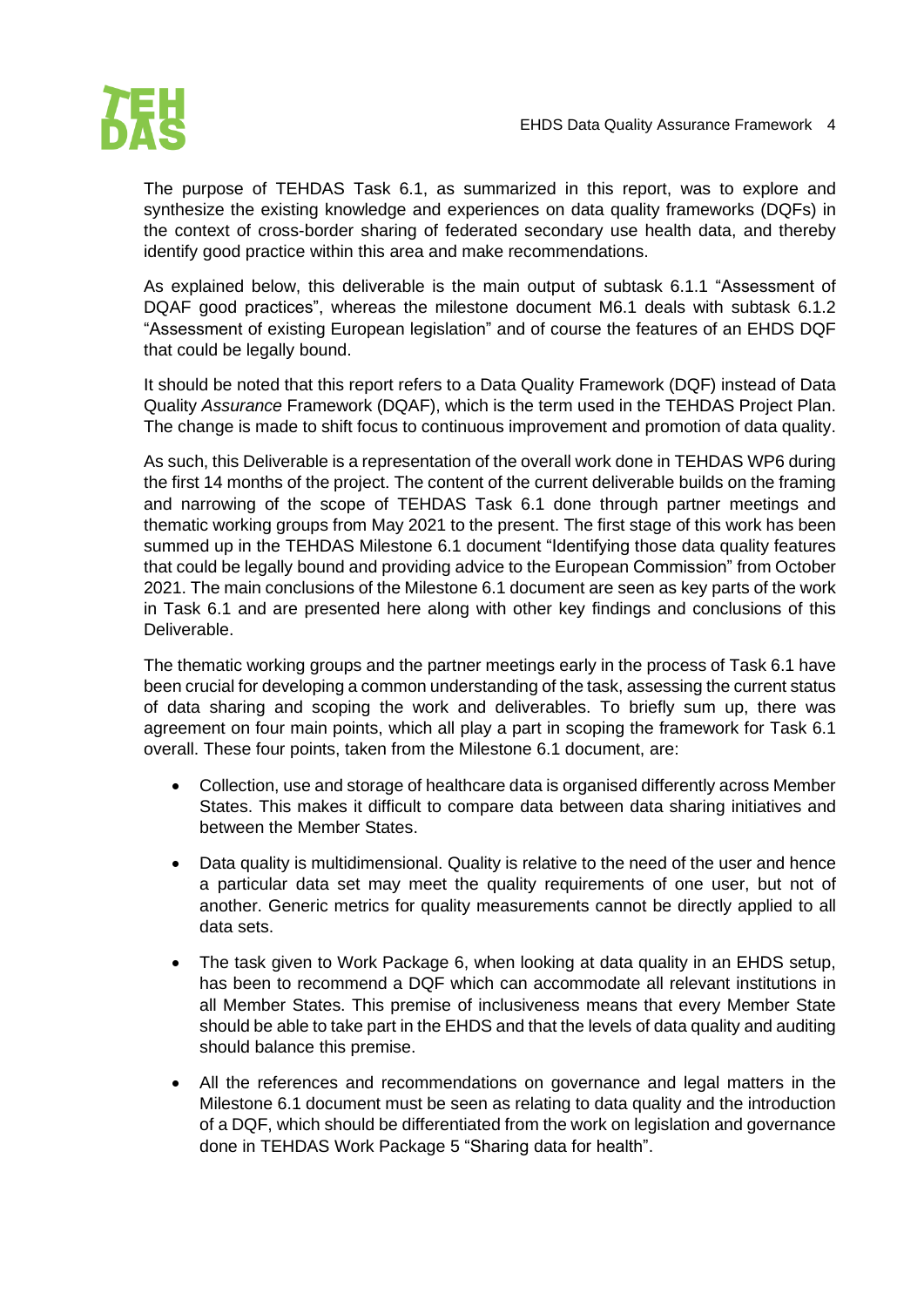The purpose of TEHDAS Task 6.1, as summarized in this report, was to explore and synthesize the existing knowledge and experiences on data quality frameworks (DQFs) in the context of cross-border sharing of federated secondary use health data, and thereby identify good practice within this area and make recommendations.

As explained below, this deliverable is the main output of subtask 6.1.1 "Assessment of DQAF good practices", whereas the milestone document M6.1 deals with subtask 6.1.2 "Assessment of existing European legislation" and of course the features of an EHDS DQF that could be legally bound.

It should be noted that this report refers to a Data Quality Framework (DQF) instead of Data Quality *Assurance* Framework (DQAF), which is the term used in the TEHDAS Project Plan. The change is made to shift focus to continuous improvement and promotion of data quality.

As such, this Deliverable is a representation of the overall work done in TEHDAS WP6 during the first 14 months of the project. The content of the current deliverable builds on the framing and narrowing of the scope of TEHDAS Task 6.1 done through partner meetings and thematic working groups from May 2021 to the present. The first stage of this work has been summed up in the TEHDAS Milestone 6.1 document "Identifying those data quality features that could be legally bound and providing advice to the European Commission" from October 2021. The main conclusions of the Milestone 6.1 document are seen as key parts of the work in Task 6.1 and are presented here along with other key findings and conclusions of this Deliverable.

The thematic working groups and the partner meetings early in the process of Task 6.1 have been crucial for developing a common understanding of the task, assessing the current status of data sharing and scoping the work and deliverables. To briefly sum up, there was agreement on four main points, which all play a part in scoping the framework for Task 6.1 overall. These four points, taken from the Milestone 6.1 document, are:

- Collection, use and storage of healthcare data is organised differently across Member States. This makes it difficult to compare data between data sharing initiatives and between the Member States.
- Data quality is multidimensional. Quality is relative to the need of the user and hence a particular data set may meet the quality requirements of one user, but not of another. Generic metrics for quality measurements cannot be directly applied to all data sets.
- The task given to Work Package 6, when looking at data quality in an EHDS setup, has been to recommend a DQF which can accommodate all relevant institutions in all Member States. This premise of inclusiveness means that every Member State should be able to take part in the EHDS and that the levels of data quality and auditing should balance this premise.
- All the references and recommendations on governance and legal matters in the Milestone 6.1 document must be seen as relating to data quality and the introduction of a DQF, which should be differentiated from the work on legislation and governance done in TEHDAS Work Package 5 "Sharing data for health".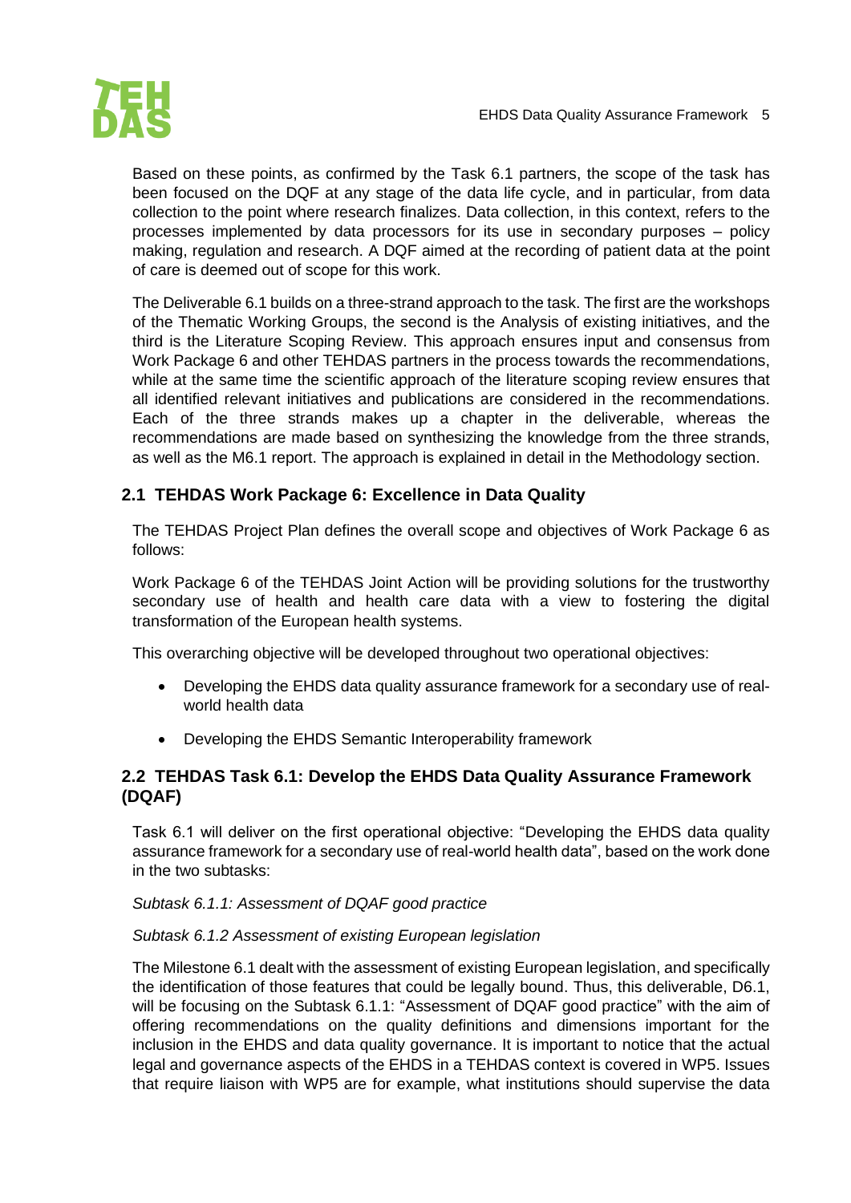Based on these points, as confirmed by the Task 6.1 partners, the scope of the task has been focused on the DQF at any stage of the data life cycle, and in particular, from data collection to the point where research finalizes. Data collection, in this context, refers to the processes implemented by data processors for its use in secondary purposes – policy making, regulation and research. A DQF aimed at the recording of patient data at the point of care is deemed out of scope for this work.

The Deliverable 6.1 builds on a three-strand approach to the task. The first are the workshops of the Thematic Working Groups, the second is the Analysis of existing initiatives, and the third is the Literature Scoping Review. This approach ensures input and consensus from Work Package 6 and other TEHDAS partners in the process towards the recommendations, while at the same time the scientific approach of the literature scoping review ensures that all identified relevant initiatives and publications are considered in the recommendations. Each of the three strands makes up a chapter in the deliverable, whereas the recommendations are made based on synthesizing the knowledge from the three strands, as well as the M6.1 report. The approach is explained in detail in the Methodology section.

## 2.1 TEHDAS Work Package 6: Excellence in Data Quality

The TEHDAS Project Plan defines the overall scope and objectives of Work Package 6 as follows:

Work Package 6 of the TEHDAS Joint Action will be providing solutions for the trustworthy secondary use of health and health care data with a view to fostering the digital transformation of the European health systems.

This overarching objective will be developed throughout two operational objectives:

- Developing the EHDS data quality assurance framework for a secondary use of real-world health data
- Developing the EHDS Semantic Interoperability framework

## 2.2 TEHDAS Task 6.1: Develop the EHDS Data Quality Assurance Framework (DQAF)

Task 6.1 will deliver on the first operational objective: "Developing the EHDS data quality assurance framework for a secondary use of real-world health data", based on the work done in the two subtasks:

*Subtask 6.1.1: Assessment of DQAF good practice*

*Subtask 6.1.2 Assessment of existing European legislation*

The Milestone 6.1 dealt with the assessment of existing European legislation, and specifically the identification of those features that could be legally bound. Thus, this deliverable, D6.1, will be focusing on the Subtask 6.1.1: "Assessment of DQAF good practice" with the aim of offering recommendations on the quality definitions and dimensions important for the inclusion in the EHDS and data quality governance. It is important to notice that the actual legal and governance aspects of the EHDS in a TEHDAS context is covered in WP5. Issues that require liaison with WP5 are for example, what institutions should supervise the data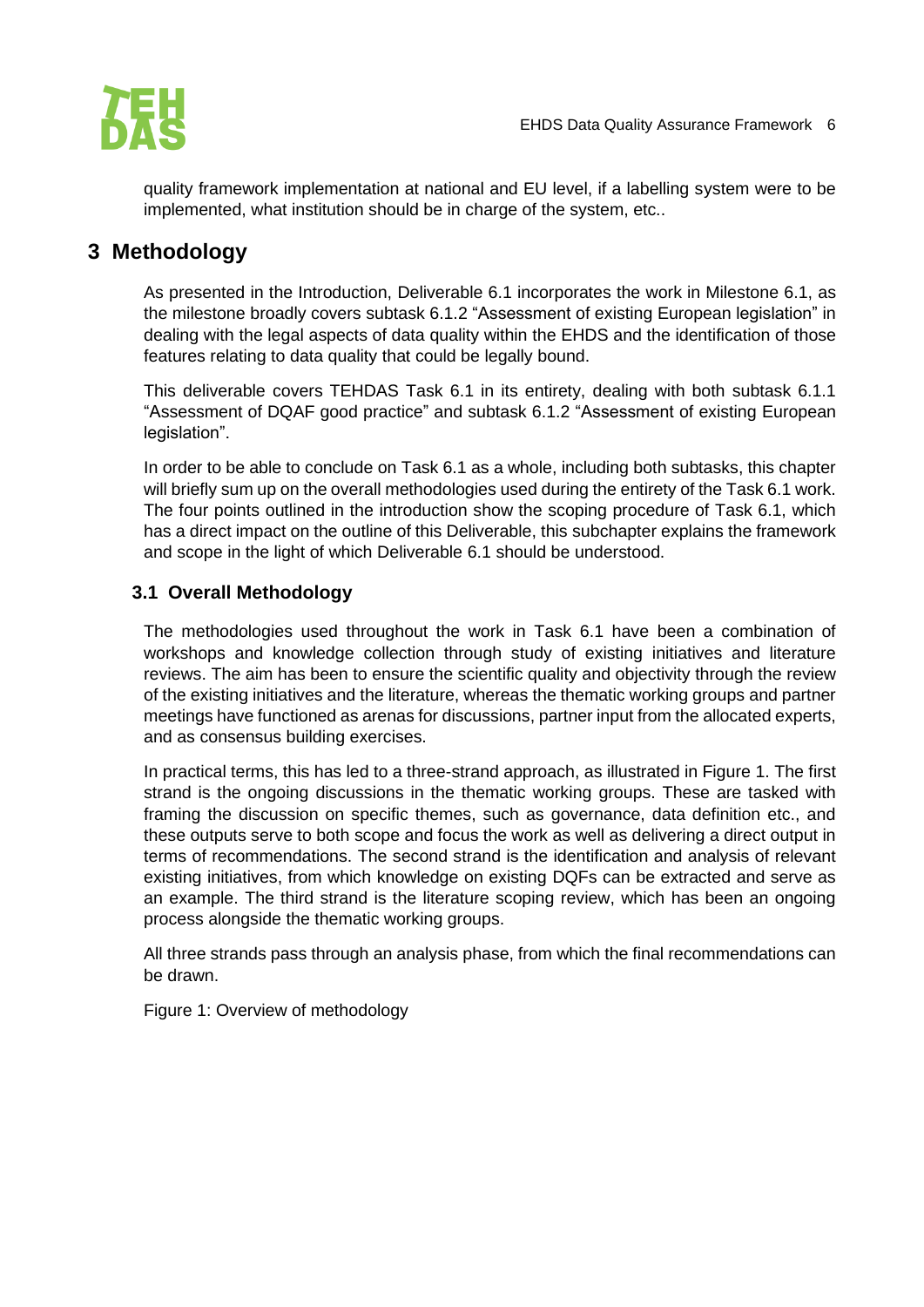quality framework implementation at national and EU level, if a labelling system were to be implemented, what institution should be in charge of the system, etc..

# 3 Methodology

As presented in the Introduction, Deliverable 6.1 incorporates the work in Milestone 6.1, as the milestone broadly covers subtask 6.1.2 "Assessment of existing European legislation" in dealing with the legal aspects of data quality within the EHDS and the identification of those features relating to data quality that could be legally bound.

This deliverable covers TEHDAS Task 6.1 in its entirety, dealing with both subtask 6.1.1 "Assessment of DQAF good practice" and subtask 6.1.2 "Assessment of existing European legislation".

In order to be able to conclude on Task 6.1 as a whole, including both subtasks, this chapter will briefly sum up on the overall methodologies used during the entirety of the Task 6.1 work. The four points outlined in the introduction show the scoping procedure of Task 6.1, which has a direct impact on the outline of this Deliverable, this subchapter explains the framework and scope in the light of which Deliverable 6.1 should be understood.

## 3.1 Overall Methodology

The methodologies used throughout the work in Task 6.1 have been a combination of workshops and knowledge collection through study of existing initiatives and literature reviews. The aim has been to ensure the scientific quality and objectivity through the review of the existing initiatives and the literature, whereas the thematic working groups and partner meetings have functioned as arenas for discussions, partner input from the allocated experts, and as consensus building exercises.

In practical terms, this has led to a three-strand approach, as illustrated in Figure 1. The first strand is the ongoing discussions in the thematic working groups. These are tasked with framing the discussion on specific themes, such as governance, data definition etc., and these outputs serve to both scope and focus the work as well as delivering a direct output in terms of recommendations. The second strand is the identification and analysis of relevant existing initiatives, from which knowledge on existing DQFs can be extracted and serve as an example. The third strand is the literature scoping review, which has been an ongoing process alongside the thematic working groups.

All three strands pass through an analysis phase, from which the final recommendations can be drawn.

Figure 1: Overview of methodology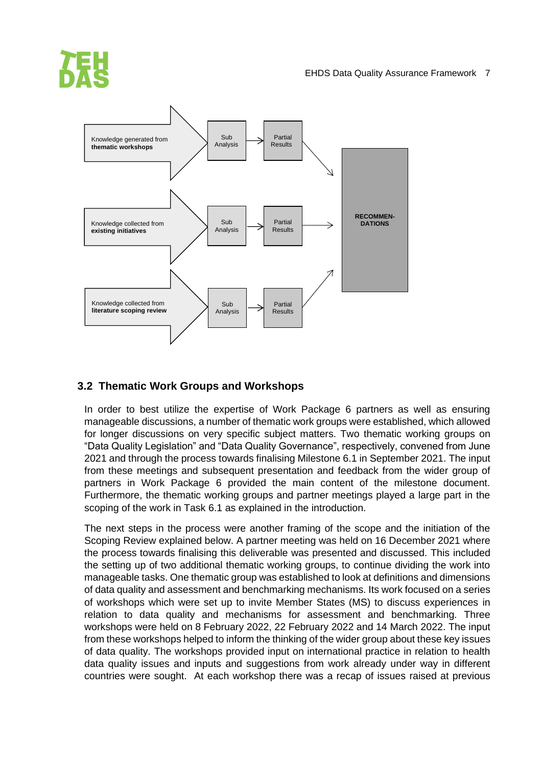Knowledge generated from **thematic workshops** → Sub Analysis → Partial Results

Knowledge collected from **existing initiatives** → Sub Analysis → Partial Results

Knowledge collected from **literature scoping review** → Sub Analysis → Partial Results

→ **RECOMMEN-DATIONS**

## 3.2 Thematic Work Groups and Workshops

In order to best utilize the expertise of Work Package 6 partners as well as ensuring manageable discussions, a number of thematic work groups were established, which allowed for longer discussions on very specific subject matters. Two thematic working groups on "Data Quality Legislation" and "Data Quality Governance", respectively, convened from June 2021 and through the process towards finalising Milestone 6.1 in September 2021. The input from these meetings and subsequent presentation and feedback from the wider group of partners in Work Package 6 provided the main content of the milestone document. Furthermore, the thematic working groups and partner meetings played a large part in the scoping of the work in Task 6.1 as explained in the introduction.

The next steps in the process were another framing of the scope and the initiation of the Scoping Review explained below. A partner meeting was held on 16 December 2021 where the process towards finalising this deliverable was presented and discussed. This included the setting up of two additional thematic working groups, to continue dividing the work into manageable tasks. One thematic group was established to look at definitions and dimensions of data quality and assessment and benchmarking mechanisms. Its work focused on a series of workshops which were set up to invite Member States (MS) to discuss experiences in relation to data quality and mechanisms for assessment and benchmarking. Three workshops were held on 8 February 2022, 22 February 2022 and 14 March 2022. The input from these workshops helped to inform the thinking of the wider group about these key issues of data quality. The workshops provided input on international practice in relation to health data quality issues and inputs and suggestions from work already under way in different countries were sought. At each workshop there was a recap of issues raised at previous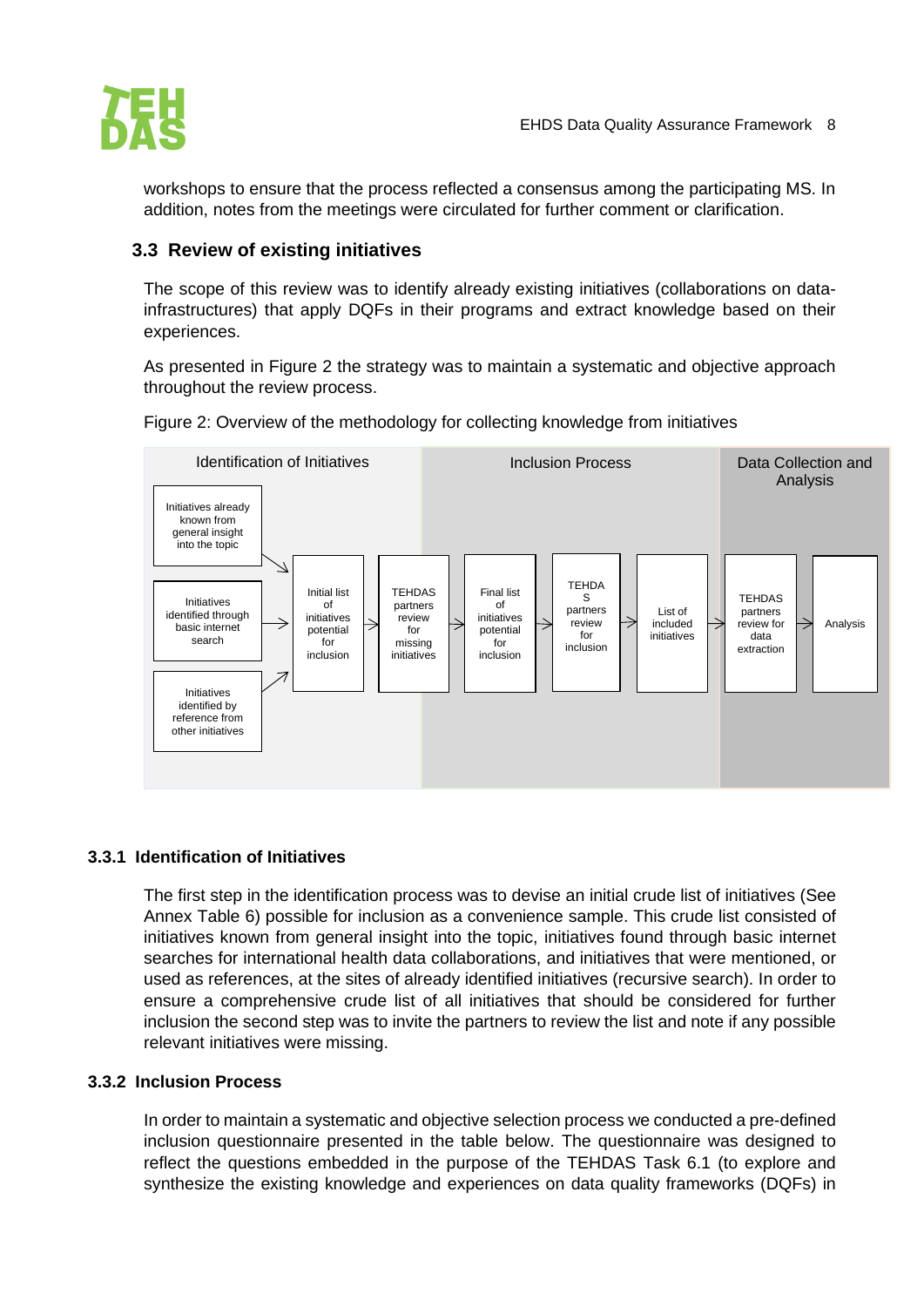workshops to ensure that the process reflected a consensus among the participating MS. In addition, notes from the meetings were circulated for further comment or clarification.

## 3.3 Review of existing initiatives

The scope of this review was to identify already existing initiatives (collaborations on data-infrastructures) that apply DQFs in their programs and extract knowledge based on their experiences.

As presented in Figure 2 the strategy was to maintain a systematic and objective approach throughout the review process.

Figure 2: Overview of the methodology for collecting knowledge from initiatives

| Identification of Initiatives | | Inclusion Process | | | | Data Collection and Analysis | |
|---|---|---|---|---|---|---|---|
| Initiatives already known from general insight into the topic; Initiatives identified through basic internet search; Initiatives identified by reference from other initiatives | → Initial list of initiatives potential for inclusion | → TEHDAS partners review for missing initiatives | → Final list of initiatives potential for inclusion | → TEHDAS partners review for inclusion | → List of included initiatives | → TEHDAS partners review for data extraction | → Analysis |

### 3.3.1 Identification of Initiatives

The first step in the identification process was to devise an initial crude list of initiatives (See Annex Table 6) possible for inclusion as a convenience sample. This crude list consisted of initiatives known from general insight into the topic, initiatives found through basic internet searches for international health data collaborations, and initiatives that were mentioned, or used as references, at the sites of already identified initiatives (recursive search). In order to ensure a comprehensive crude list of all initiatives that should be considered for further inclusion the second step was to invite the partners to review the list and note if any possible relevant initiatives were missing.

### 3.3.2 Inclusion Process

In order to maintain a systematic and objective selection process we conducted a pre-defined inclusion questionnaire presented in the table below. The questionnaire was designed to reflect the questions embedded in the purpose of the TEHDAS Task 6.1 (to explore and synthesize the existing knowledge and experiences on data quality frameworks (DQFs) in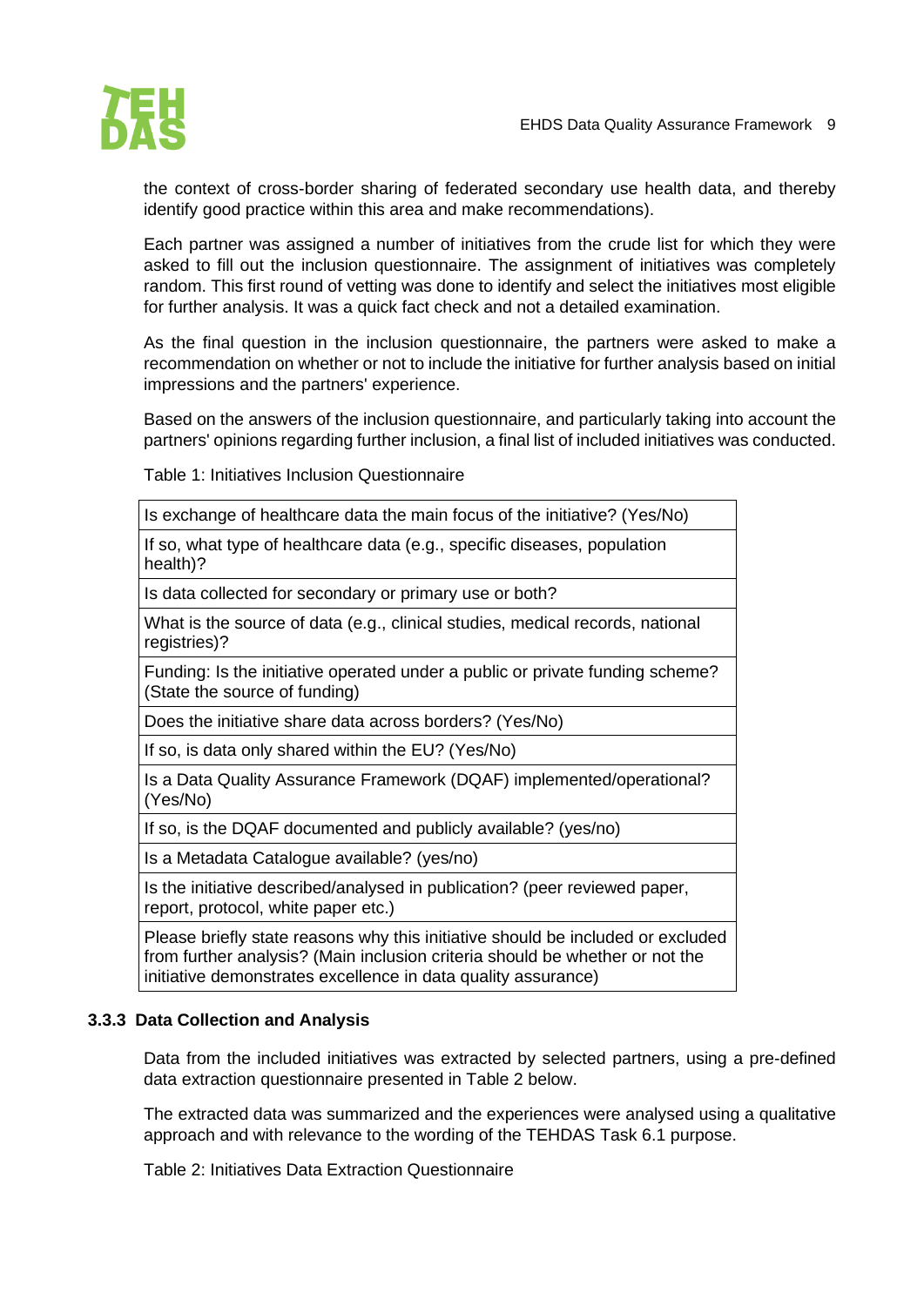the context of cross-border sharing of federated secondary use health data, and thereby identify good practice within this area and make recommendations).

Each partner was assigned a number of initiatives from the crude list for which they were asked to fill out the inclusion questionnaire. The assignment of initiatives was completely random. This first round of vetting was done to identify and select the initiatives most eligible for further analysis. It was a quick fact check and not a detailed examination.

As the final question in the inclusion questionnaire, the partners were asked to make a recommendation on whether or not to include the initiative for further analysis based on initial impressions and the partners' experience.

Based on the answers of the inclusion questionnaire, and particularly taking into account the partners' opinions regarding further inclusion, a final list of included initiatives was conducted.

Table 1: Initiatives Inclusion Questionnaire

| Is exchange of healthcare data the main focus of the initiative? (Yes/No) |
|---|
| If so, what type of healthcare data (e.g., specific diseases, population health)? |
| Is data collected for secondary or primary use or both? |
| What is the source of data (e.g., clinical studies, medical records, national registries)? |
| Funding: Is the initiative operated under a public or private funding scheme? (State the source of funding) |
| Does the initiative share data across borders? (Yes/No) |
| If so, is data only shared within the EU? (Yes/No) |
| Is a Data Quality Assurance Framework (DQAF) implemented/operational? (Yes/No) |
| If so, is the DQAF documented and publicly available? (yes/no) |
| Is a Metadata Catalogue available? (yes/no) |
| Is the initiative described/analysed in publication? (peer reviewed paper, report, protocol, white paper etc.) |
| Please briefly state reasons why this initiative should be included or excluded from further analysis? (Main inclusion criteria should be whether or not the initiative demonstrates excellence in data quality assurance) |

### 3.3.3 Data Collection and Analysis

Data from the included initiatives was extracted by selected partners, using a pre-defined data extraction questionnaire presented in Table 2 below.

The extracted data was summarized and the experiences were analysed using a qualitative approach and with relevance to the wording of the TEHDAS Task 6.1 purpose.

Table 2: Initiatives Data Extraction Questionnaire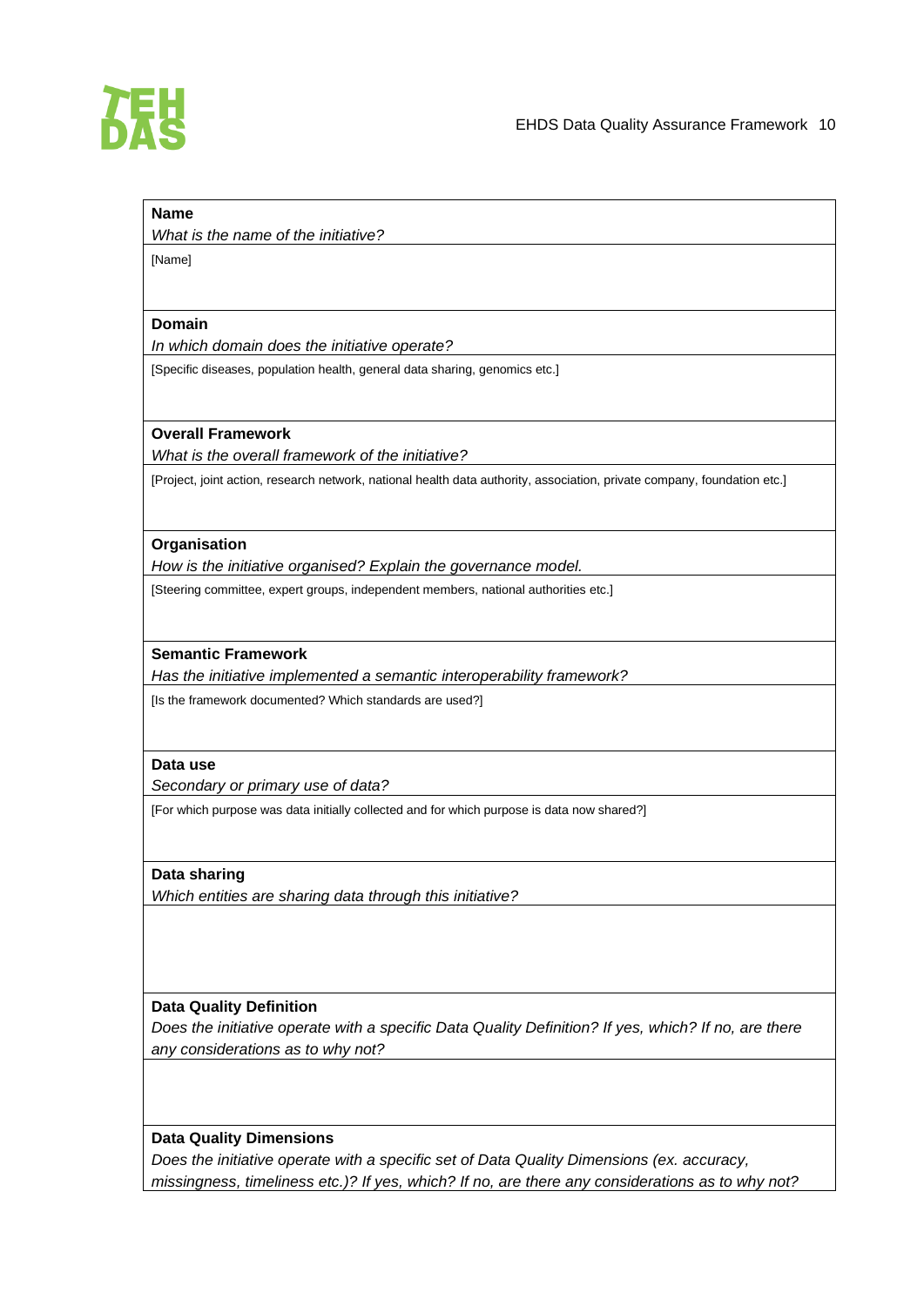**Name**

*What is the name of the initiative?*

[Name]

**Domain**

*In which domain does the initiative operate?*

[Specific diseases, population health, general data sharing, genomics etc.]

**Overall Framework**

*What is the overall framework of the initiative?*

[Project, joint action, research network, national health data authority, association, private company, foundation etc.]

**Organisation**

*How is the initiative organised? Explain the governance model.*

[Steering committee, expert groups, independent members, national authorities etc.]

**Semantic Framework**

*Has the initiative implemented a semantic interoperability framework?*

[Is the framework documented? Which standards are used?]

**Data use**

*Secondary or primary use of data?*

[For which purpose was data initially collected and for which purpose is data now shared?]

**Data sharing**

*Which entities are sharing data through this initiative?*

**Data Quality Definition**

*Does the initiative operate with a specific Data Quality Definition? If yes, which? If no, are there any considerations as to why not?*

**Data Quality Dimensions**

*Does the initiative operate with a specific set of Data Quality Dimensions (ex. accuracy, missingness, timeliness etc.)? If yes, which? If no, are there any considerations as to why not?*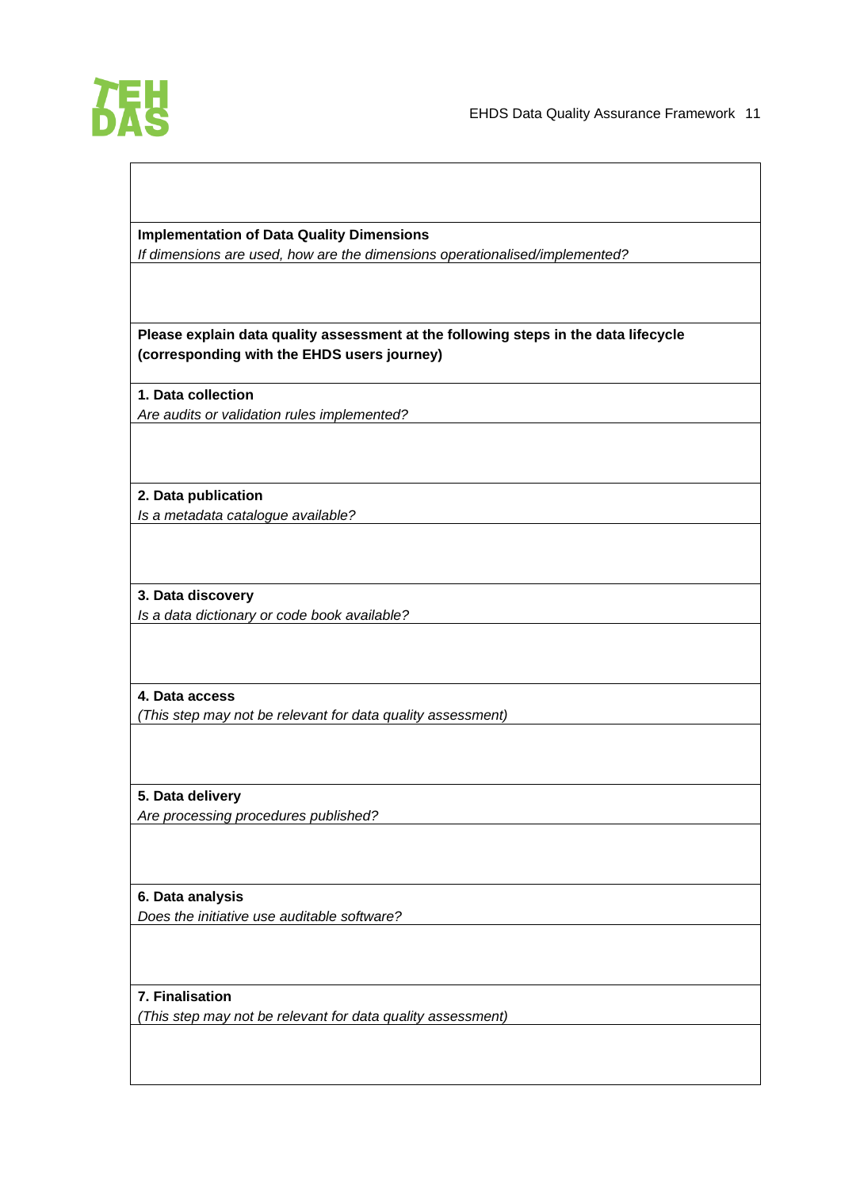| |
|---|
| |
| **Implementation of Data Quality Dimensions**<br>*If dimensions are used, how are the dimensions operationalised/implemented?* |
| |
| **Please explain data quality assessment at the following steps in the data lifecycle (corresponding with the EHDS users journey)** |
| **1. Data collection**<br>*Are audits or validation rules implemented?* |
| |
| **2. Data publication**<br>*Is a metadata catalogue available?* |
| |
| **3. Data discovery**<br>*Is a data dictionary or code book available?* |
| |
| **4. Data access**<br>*(This step may not be relevant for data quality assessment)* |
| |
| **5. Data delivery**<br>*Are processing procedures published?* |
| |
| **6. Data analysis**<br>*Does the initiative use auditable software?* |
| |
| **7. Finalisation**<br>*(This step may not be relevant for data quality assessment)* |
| |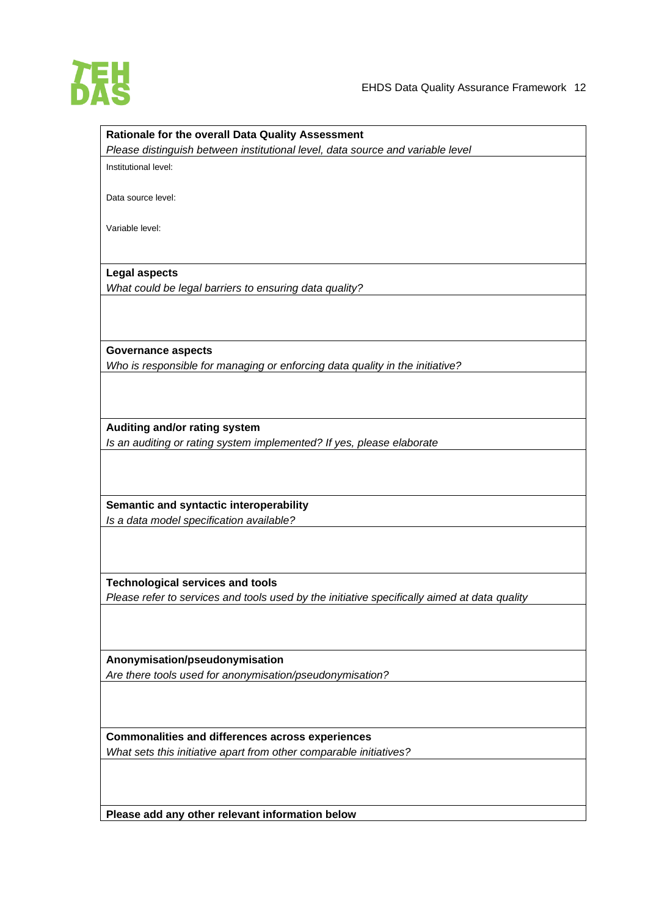| **Rationale for the overall Data Quality Assessment**<br>*Please distinguish between institutional level, data source and variable level* |
|---|
| Institutional level:<br><br>Data source level:<br><br>Variable level: |
| **Legal aspects**<br>*What could be legal barriers to ensuring data quality?* |
| |
| **Governance aspects**<br>*Who is responsible for managing or enforcing data quality in the initiative?* |
| |
| **Auditing and/or rating system**<br>*Is an auditing or rating system implemented? If yes, please elaborate* |
| |
| **Semantic and syntactic interoperability**<br>*Is a data model specification available?* |
| |
| **Technological services and tools**<br>*Please refer to services and tools used by the initiative specifically aimed at data quality* |
| |
| **Anonymisation/pseudonymisation**<br>*Are there tools used for anonymisation/pseudonymisation?* |
| |
| **Commonalities and differences across experiences**<br>*What sets this initiative apart from other comparable initiatives?* |
| |
| **Please add any other relevant information below** |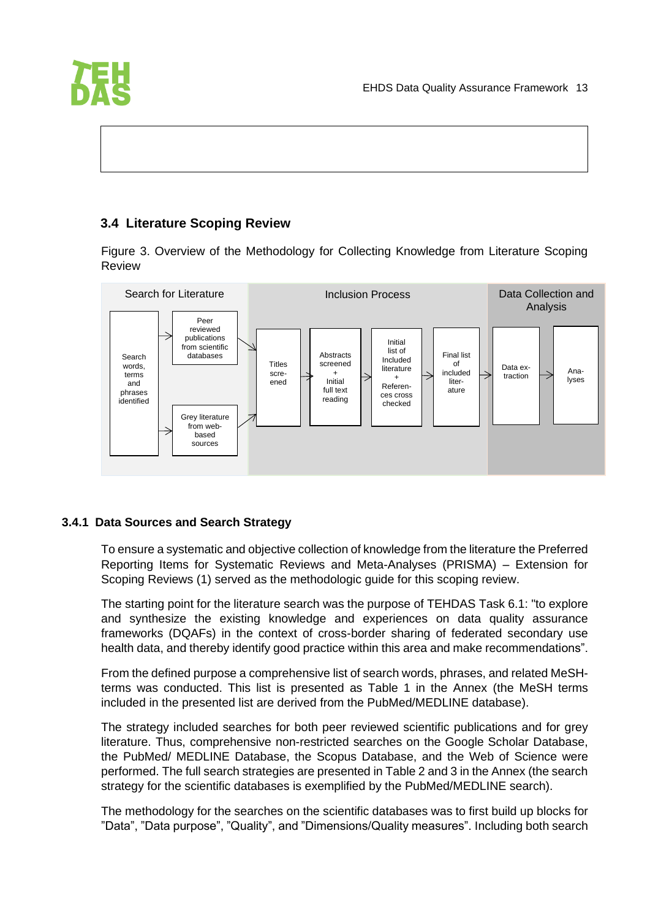## 3.4 Literature Scoping Review

Figure 3. Overview of the Methodology for Collecting Knowledge from Literature Scoping Review

Search for Literature | Inclusion Process | Data Collection and Analysis

Search words, terms and phrases identified → Peer reviewed publications from scientific databases / Grey literature from web-based sources → Titles screened → Abstracts screened + Initial full text reading → Initial list of Included literature + References cross checked → Final list of included literature → Data extraction → Analyses

### 3.4.1 Data Sources and Search Strategy

To ensure a systematic and objective collection of knowledge from the literature the Preferred Reporting Items for Systematic Reviews and Meta-Analyses (PRISMA) – Extension for Scoping Reviews (1) served as the methodologic guide for this scoping review.

The starting point for the literature search was the purpose of TEHDAS Task 6.1: "to explore and synthesize the existing knowledge and experiences on data quality assurance frameworks (DQAFs) in the context of cross-border sharing of federated secondary use health data, and thereby identify good practice within this area and make recommendations".

From the defined purpose a comprehensive list of search words, phrases, and related MeSH-terms was conducted. This list is presented as Table 1 in the Annex (the MeSH terms included in the presented list are derived from the PubMed/MEDLINE database).

The strategy included searches for both peer reviewed scientific publications and for grey literature. Thus, comprehensive non-restricted searches on the Google Scholar Database, the PubMed/ MEDLINE Database, the Scopus Database, and the Web of Science were performed. The full search strategies are presented in Table 2 and 3 in the Annex (the search strategy for the scientific databases is exemplified by the PubMed/MEDLINE search).

The methodology for the searches on the scientific databases was to first build up blocks for "Data", "Data purpose", "Quality", and "Dimensions/Quality measures". Including both search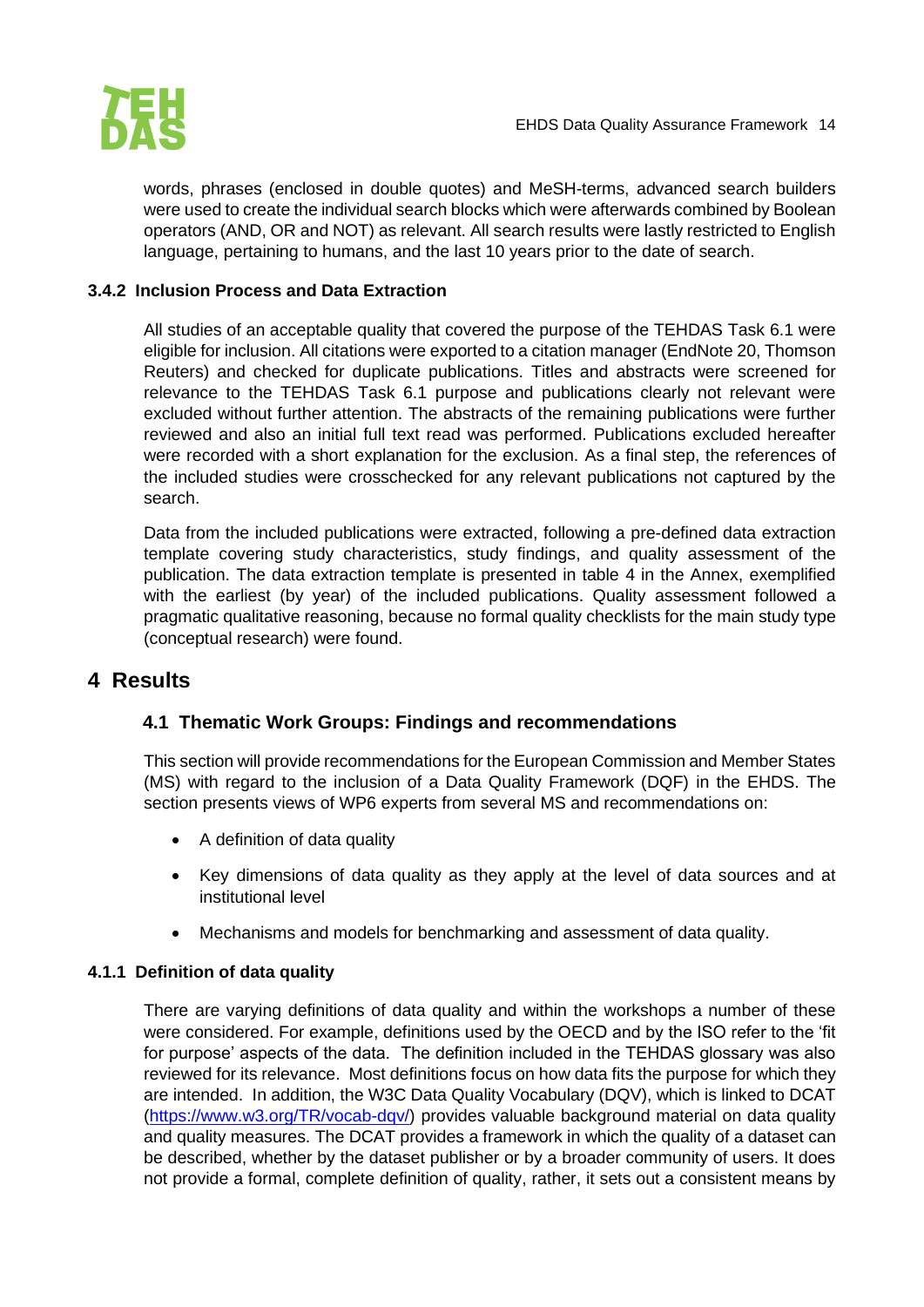words, phrases (enclosed in double quotes) and MeSH-terms, advanced search builders were used to create the individual search blocks which were afterwards combined by Boolean operators (AND, OR and NOT) as relevant. All search results were lastly restricted to English language, pertaining to humans, and the last 10 years prior to the date of search.

### 3.4.2 Inclusion Process and Data Extraction

All studies of an acceptable quality that covered the purpose of the TEHDAS Task 6.1 were eligible for inclusion. All citations were exported to a citation manager (EndNote 20, Thomson Reuters) and checked for duplicate publications. Titles and abstracts were screened for relevance to the TEHDAS Task 6.1 purpose and publications clearly not relevant were excluded without further attention. The abstracts of the remaining publications were further reviewed and also an initial full text read was performed. Publications excluded hereafter were recorded with a short explanation for the exclusion. As a final step, the references of the included studies were crosschecked for any relevant publications not captured by the search.

Data from the included publications were extracted, following a pre-defined data extraction template covering study characteristics, study findings, and quality assessment of the publication. The data extraction template is presented in table 4 in the Annex, exemplified with the earliest (by year) of the included publications. Quality assessment followed a pragmatic qualitative reasoning, because no formal quality checklists for the main study type (conceptual research) were found.

# 4 Results

## 4.1 Thematic Work Groups: Findings and recommendations

This section will provide recommendations for the European Commission and Member States (MS) with regard to the inclusion of a Data Quality Framework (DQF) in the EHDS. The section presents views of WP6 experts from several MS and recommendations on:

- A definition of data quality
- Key dimensions of data quality as they apply at the level of data sources and at institutional level
- Mechanisms and models for benchmarking and assessment of data quality.

### 4.1.1 Definition of data quality

There are varying definitions of data quality and within the workshops a number of these were considered. For example, definitions used by the OECD and by the ISO refer to the 'fit for purpose' aspects of the data. The definition included in the TEHDAS glossary was also reviewed for its relevance. Most definitions focus on how data fits the purpose for which they are intended. In addition, the W3C Data Quality Vocabulary (DQV), which is linked to DCAT (https://www.w3.org/TR/vocab-dqv/) provides valuable background material on data quality and quality measures. The DCAT provides a framework in which the quality of a dataset can be described, whether by the dataset publisher or by a broader community of users. It does not provide a formal, complete definition of quality, rather, it sets out a consistent means by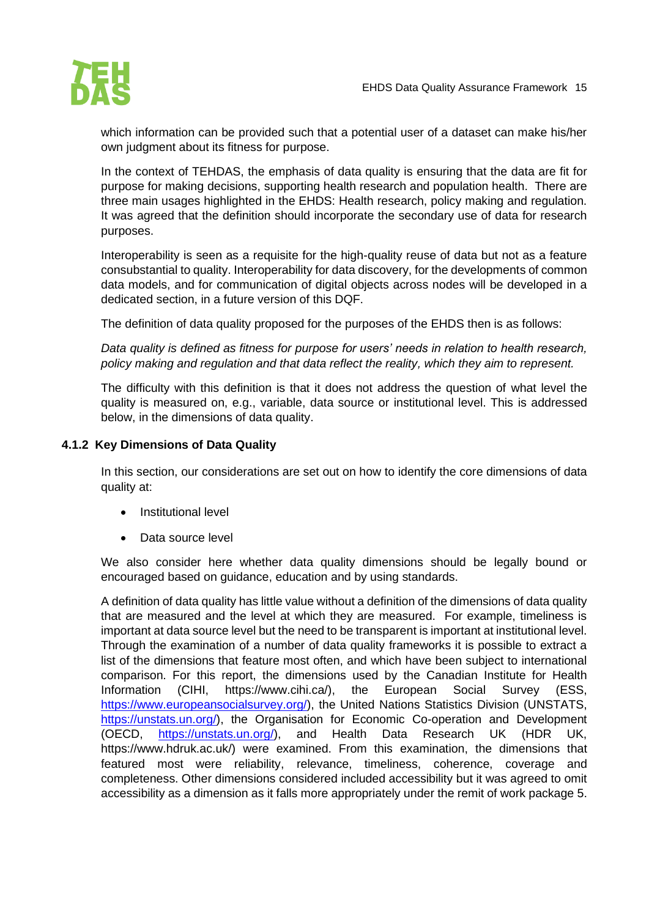which information can be provided such that a potential user of a dataset can make his/her own judgment about its fitness for purpose.

In the context of TEHDAS, the emphasis of data quality is ensuring that the data are fit for purpose for making decisions, supporting health research and population health. There are three main usages highlighted in the EHDS: Health research, policy making and regulation. It was agreed that the definition should incorporate the secondary use of data for research purposes.

Interoperability is seen as a requisite for the high-quality reuse of data but not as a feature consubstantial to quality. Interoperability for data discovery, for the developments of common data models, and for communication of digital objects across nodes will be developed in a dedicated section, in a future version of this DQF.

The definition of data quality proposed for the purposes of the EHDS then is as follows:

*Data quality is defined as fitness for purpose for users' needs in relation to health research, policy making and regulation and that data reflect the reality, which they aim to represent.*

The difficulty with this definition is that it does not address the question of what level the quality is measured on, e.g., variable, data source or institutional level. This is addressed below, in the dimensions of data quality.

### 4.1.2 Key Dimensions of Data Quality

In this section, our considerations are set out on how to identify the core dimensions of data quality at:

- Institutional level
- Data source level

We also consider here whether data quality dimensions should be legally bound or encouraged based on guidance, education and by using standards.

A definition of data quality has little value without a definition of the dimensions of data quality that are measured and the level at which they are measured. For example, timeliness is important at data source level but the need to be transparent is important at institutional level. Through the examination of a number of data quality frameworks it is possible to extract a list of the dimensions that feature most often, and which have been subject to international comparison. For this report, the dimensions used by the Canadian Institute for Health Information (CIHI, https://www.cihi.ca/), the European Social Survey (ESS, https://www.europeansocialsurvey.org/), the United Nations Statistics Division (UNSTATS, https://unstats.un.org/), the Organisation for Economic Co-operation and Development (OECD, https://unstats.un.org/), and Health Data Research UK (HDR UK, https://www.hdruk.ac.uk/) were examined. From this examination, the dimensions that featured most were reliability, relevance, timeliness, coherence, coverage and completeness. Other dimensions considered included accessibility but it was agreed to omit accessibility as a dimension as it falls more appropriately under the remit of work package 5.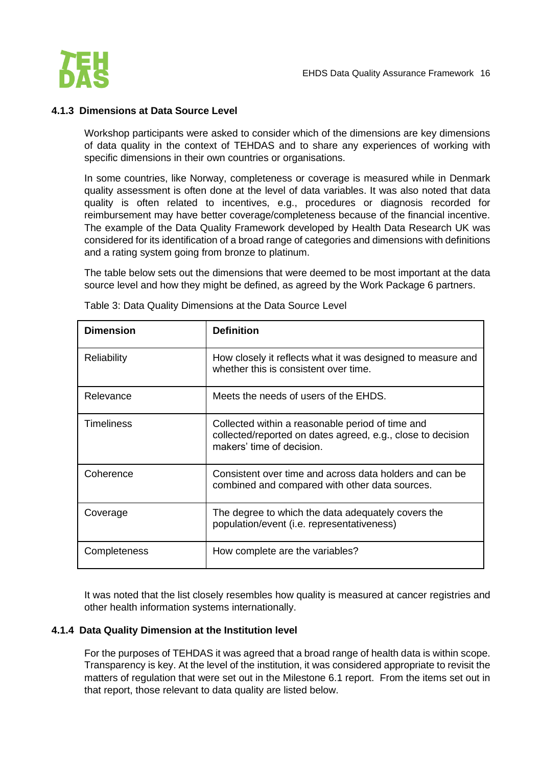### 4.1.3 Dimensions at Data Source Level

Workshop participants were asked to consider which of the dimensions are key dimensions of data quality in the context of TEHDAS and to share any experiences of working with specific dimensions in their own countries or organisations.

In some countries, like Norway, completeness or coverage is measured while in Denmark quality assessment is often done at the level of data variables. It was also noted that data quality is often related to incentives, e.g., procedures or diagnosis recorded for reimbursement may have better coverage/completeness because of the financial incentive. The example of the Data Quality Framework developed by Health Data Research UK was considered for its identification of a broad range of categories and dimensions with definitions and a rating system going from bronze to platinum.

The table below sets out the dimensions that were deemed to be most important at the data source level and how they might be defined, as agreed by the Work Package 6 partners.

Table 3: Data Quality Dimensions at the Data Source Level

| Dimension | Definition |
| --- | --- |
| Reliability | How closely it reflects what it was designed to measure and whether this is consistent over time. |
| Relevance | Meets the needs of users of the EHDS. |
| Timeliness | Collected within a reasonable period of time and collected/reported on dates agreed, e.g., close to decision makers' time of decision. |
| Coherence | Consistent over time and across data holders and can be combined and compared with other data sources. |
| Coverage | The degree to which the data adequately covers the population/event (i.e. representativeness) |
| Completeness | How complete are the variables? |

It was noted that the list closely resembles how quality is measured at cancer registries and other health information systems internationally.

### 4.1.4 Data Quality Dimension at the Institution level

For the purposes of TEHDAS it was agreed that a broad range of health data is within scope. Transparency is key. At the level of the institution, it was considered appropriate to revisit the matters of regulation that were set out in the Milestone 6.1 report. From the items set out in that report, those relevant to data quality are listed below.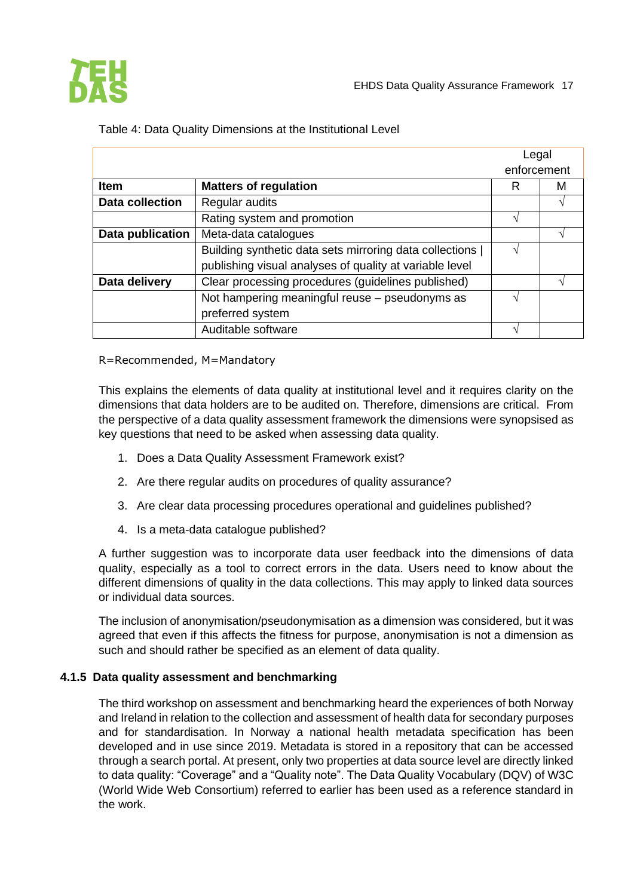Table 4: Data Quality Dimensions at the Institutional Level

| | | Legal enforcement | |
|---|---|---|---|
| **Item** | **Matters of regulation** | R | M |
| **Data collection** | Regular audits | | √ |
| | Rating system and promotion | √ | |
| **Data publication** | Meta-data catalogues | | √ |
| | Building synthetic data sets mirroring data collections \| publishing visual analyses of quality at variable level | √ | |
| **Data delivery** | Clear processing procedures (guidelines published) | | √ |
| | Not hampering meaningful reuse – pseudonyms as preferred system | √ | |
| | Auditable software | √ | |

R=Recommended, M=Mandatory

This explains the elements of data quality at institutional level and it requires clarity on the dimensions that data holders are to be audited on. Therefore, dimensions are critical. From the perspective of a data quality assessment framework the dimensions were synopsised as key questions that need to be asked when assessing data quality.

1. Does a Data Quality Assessment Framework exist?
2. Are there regular audits on procedures of quality assurance?
3. Are clear data processing procedures operational and guidelines published?
4. Is a meta-data catalogue published?

A further suggestion was to incorporate data user feedback into the dimensions of data quality, especially as a tool to correct errors in the data. Users need to know about the different dimensions of quality in the data collections. This may apply to linked data sources or individual data sources.

The inclusion of anonymisation/pseudonymisation as a dimension was considered, but it was agreed that even if this affects the fitness for purpose, anonymisation is not a dimension as such and should rather be specified as an element of data quality.

### 4.1.5 Data quality assessment and benchmarking

The third workshop on assessment and benchmarking heard the experiences of both Norway and Ireland in relation to the collection and assessment of health data for secondary purposes and for standardisation. In Norway a national health metadata specification has been developed and in use since 2019. Metadata is stored in a repository that can be accessed through a search portal. At present, only two properties at data source level are directly linked to data quality: "Coverage" and a "Quality note". The Data Quality Vocabulary (DQV) of W3C (World Wide Web Consortium) referred to earlier has been used as a reference standard in the work.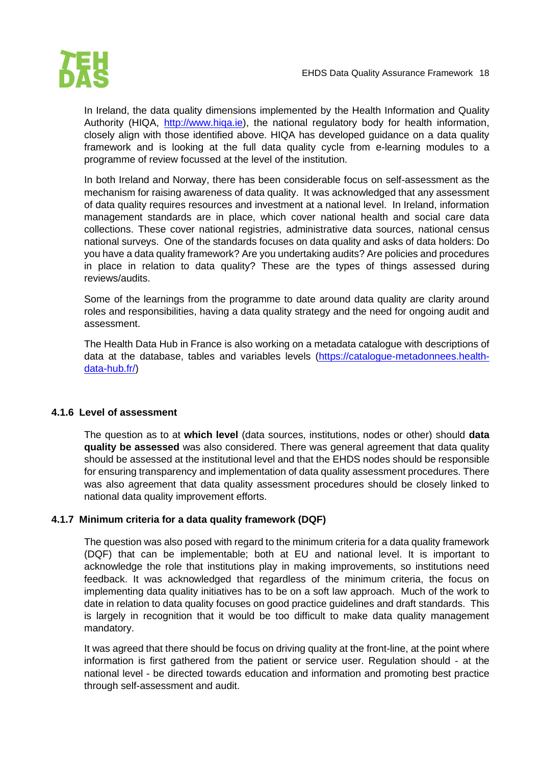In Ireland, the data quality dimensions implemented by the Health Information and Quality Authority (HIQA, [http://www.hiqa.ie](http://www.hiqa.ie)), the national regulatory body for health information, closely align with those identified above. HIQA has developed guidance on a data quality framework and is looking at the full data quality cycle from e-learning modules to a programme of review focussed at the level of the institution.

In both Ireland and Norway, there has been considerable focus on self-assessment as the mechanism for raising awareness of data quality. It was acknowledged that any assessment of data quality requires resources and investment at a national level. In Ireland, information management standards are in place, which cover national health and social care data collections. These cover national registries, administrative data sources, national census national surveys. One of the standards focuses on data quality and asks of data holders: Do you have a data quality framework? Are you undertaking audits? Are policies and procedures in place in relation to data quality? These are the types of things assessed during reviews/audits.

Some of the learnings from the programme to date around data quality are clarity around roles and responsibilities, having a data quality strategy and the need for ongoing audit and assessment.

The Health Data Hub in France is also working on a metadata catalogue with descriptions of data at the database, tables and variables levels ([https://catalogue-metadonnees.health-data-hub.fr/](https://catalogue-metadonnees.health-data-hub.fr/))

### 4.1.6 Level of assessment

The question as to at **which level** (data sources, institutions, nodes or other) should **data quality be assessed** was also considered. There was general agreement that data quality should be assessed at the institutional level and that the EHDS nodes should be responsible for ensuring transparency and implementation of data quality assessment procedures. There was also agreement that data quality assessment procedures should be closely linked to national data quality improvement efforts.

### 4.1.7 Minimum criteria for a data quality framework (DQF)

The question was also posed with regard to the minimum criteria for a data quality framework (DQF) that can be implementable; both at EU and national level. It is important to acknowledge the role that institutions play in making improvements, so institutions need feedback. It was acknowledged that regardless of the minimum criteria, the focus on implementing data quality initiatives has to be on a soft law approach. Much of the work to date in relation to data quality focuses on good practice guidelines and draft standards. This is largely in recognition that it would be too difficult to make data quality management mandatory.

It was agreed that there should be focus on driving quality at the front-line, at the point where information is first gathered from the patient or service user. Regulation should - at the national level - be directed towards education and information and promoting best practice through self-assessment and audit.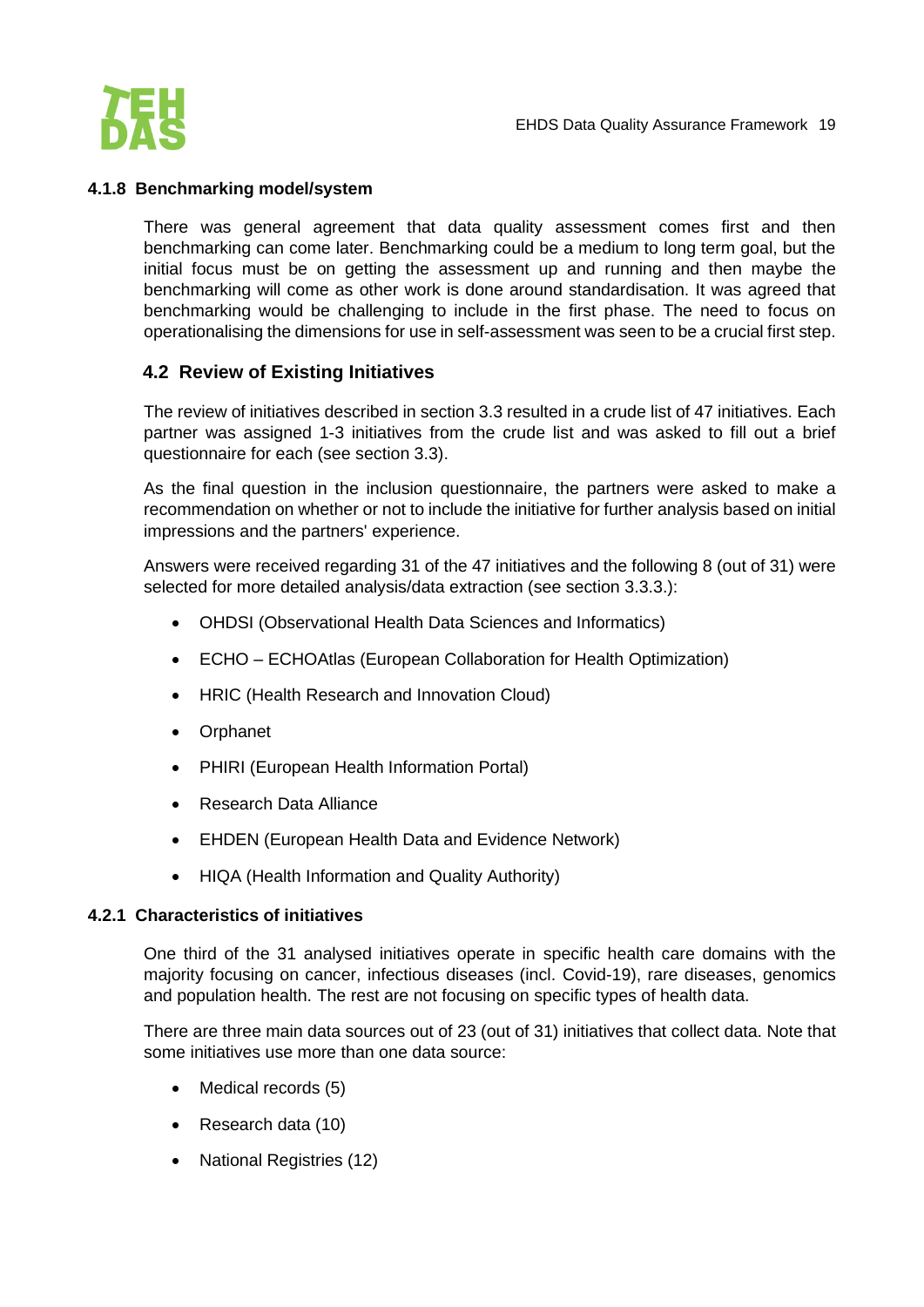#### 4.1.8 Benchmarking model/system

There was general agreement that data quality assessment comes first and then benchmarking can come later. Benchmarking could be a medium to long term goal, but the initial focus must be on getting the assessment up and running and then maybe the benchmarking will come as other work is done around standardisation. It was agreed that benchmarking would be challenging to include in the first phase. The need to focus on operationalising the dimensions for use in self-assessment was seen to be a crucial first step.

### 4.2 Review of Existing Initiatives

The review of initiatives described in section 3.3 resulted in a crude list of 47 initiatives. Each partner was assigned 1-3 initiatives from the crude list and was asked to fill out a brief questionnaire for each (see section 3.3).

As the final question in the inclusion questionnaire, the partners were asked to make a recommendation on whether or not to include the initiative for further analysis based on initial impressions and the partners' experience.

Answers were received regarding 31 of the 47 initiatives and the following 8 (out of 31) were selected for more detailed analysis/data extraction (see section 3.3.3.):

- OHDSI (Observational Health Data Sciences and Informatics)
- ECHO – ECHOAtlas (European Collaboration for Health Optimization)
- HRIC (Health Research and Innovation Cloud)
- Orphanet
- PHIRI (European Health Information Portal)
- Research Data Alliance
- EHDEN (European Health Data and Evidence Network)
- HIQA (Health Information and Quality Authority)

#### 4.2.1 Characteristics of initiatives

One third of the 31 analysed initiatives operate in specific health care domains with the majority focusing on cancer, infectious diseases (incl. Covid-19), rare diseases, genomics and population health. The rest are not focusing on specific types of health data.

There are three main data sources out of 23 (out of 31) initiatives that collect data. Note that some initiatives use more than one data source:

- Medical records (5)
- Research data (10)
- National Registries (12)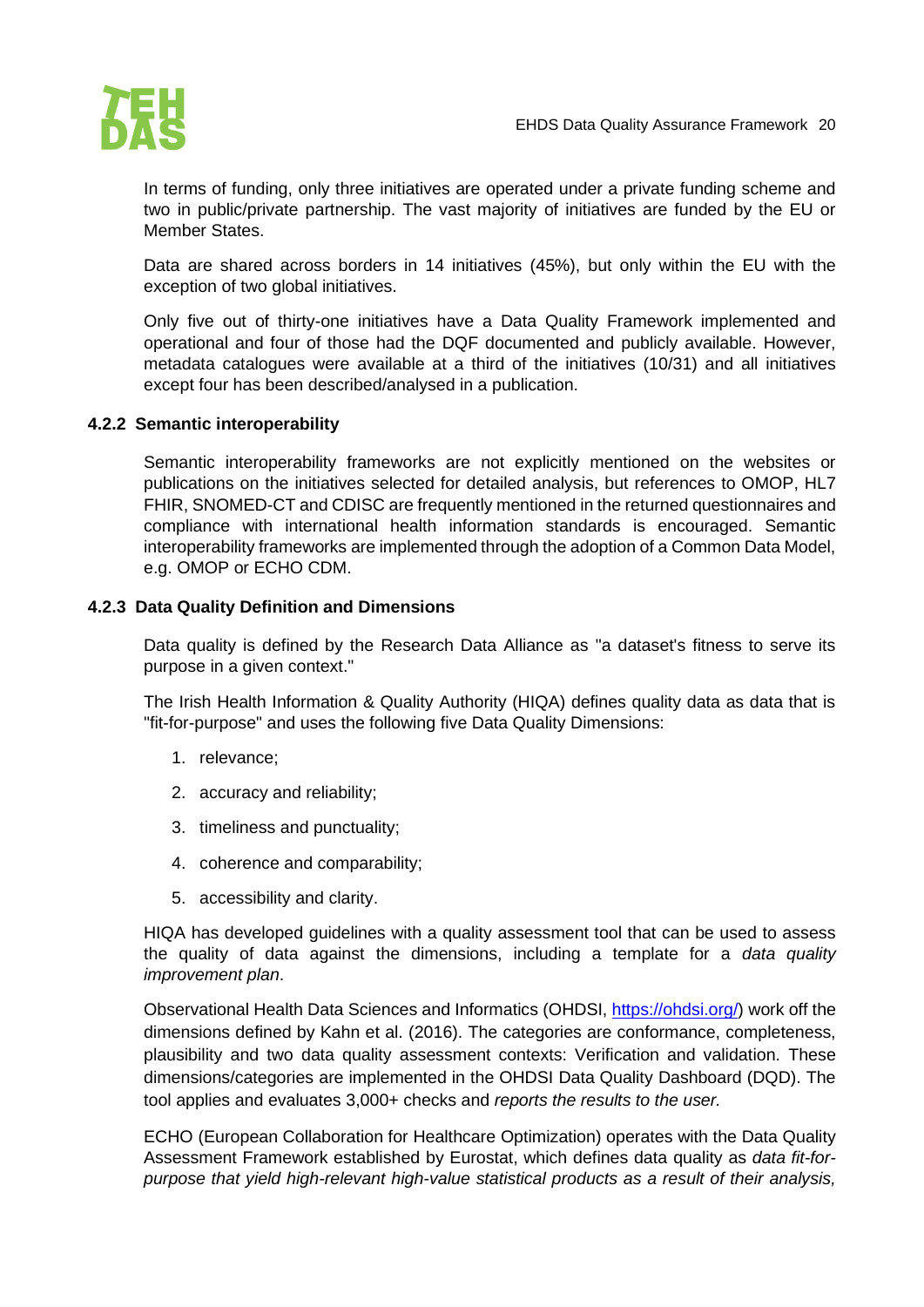In terms of funding, only three initiatives are operated under a private funding scheme and two in public/private partnership. The vast majority of initiatives are funded by the EU or Member States.

Data are shared across borders in 14 initiatives (45%), but only within the EU with the exception of two global initiatives.

Only five out of thirty-one initiatives have a Data Quality Framework implemented and operational and four of those had the DQF documented and publicly available. However, metadata catalogues were available at a third of the initiatives (10/31) and all initiatives except four has been described/analysed in a publication.

### 4.2.2 Semantic interoperability

Semantic interoperability frameworks are not explicitly mentioned on the websites or publications on the initiatives selected for detailed analysis, but references to OMOP, HL7 FHIR, SNOMED-CT and CDISC are frequently mentioned in the returned questionnaires and compliance with international health information standards is encouraged. Semantic interoperability frameworks are implemented through the adoption of a Common Data Model, e.g. OMOP or ECHO CDM.

### 4.2.3 Data Quality Definition and Dimensions

Data quality is defined by the Research Data Alliance as "a dataset's fitness to serve its purpose in a given context."

The Irish Health Information & Quality Authority (HIQA) defines quality data as data that is "fit-for-purpose" and uses the following five Data Quality Dimensions:

1. relevance;
2. accuracy and reliability;
3. timeliness and punctuality;
4. coherence and comparability;
5. accessibility and clarity.

HIQA has developed guidelines with a quality assessment tool that can be used to assess the quality of data against the dimensions, including a template for a *data quality improvement plan*.

Observational Health Data Sciences and Informatics (OHDSI, [https://ohdsi.org/](https://ohdsi.org/)) work off the dimensions defined by Kahn et al. (2016). The categories are conformance, completeness, plausibility and two data quality assessment contexts: Verification and validation. These dimensions/categories are implemented in the OHDSI Data Quality Dashboard (DQD). The tool applies and evaluates 3,000+ checks and *reports the results to the user.*

ECHO (European Collaboration for Healthcare Optimization) operates with the Data Quality Assessment Framework established by Eurostat, which defines data quality as *data fit-for-purpose that yield high-relevant high-value statistical products as a result of their analysis,*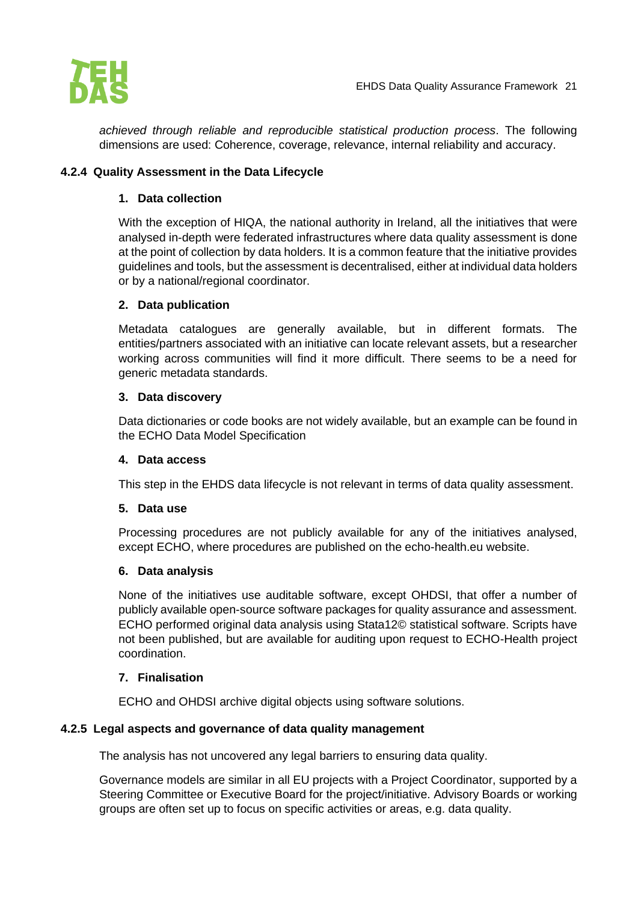*achieved through reliable and reproducible statistical production process*. The following dimensions are used: Coherence, coverage, relevance, internal reliability and accuracy.

### 4.2.4 Quality Assessment in the Data Lifecycle

#### 1. Data collection

With the exception of HIQA, the national authority in Ireland, all the initiatives that were analysed in-depth were federated infrastructures where data quality assessment is done at the point of collection by data holders. It is a common feature that the initiative provides guidelines and tools, but the assessment is decentralised, either at individual data holders or by a national/regional coordinator.

#### 2. Data publication

Metadata catalogues are generally available, but in different formats. The entities/partners associated with an initiative can locate relevant assets, but a researcher working across communities will find it more difficult. There seems to be a need for generic metadata standards.

#### 3. Data discovery

Data dictionaries or code books are not widely available, but an example can be found in the ECHO Data Model Specification

#### 4. Data access

This step in the EHDS data lifecycle is not relevant in terms of data quality assessment.

#### 5. Data use

Processing procedures are not publicly available for any of the initiatives analysed, except ECHO, where procedures are published on the echo-health.eu website.

#### 6. Data analysis

None of the initiatives use auditable software, except OHDSI, that offer a number of publicly available open-source software packages for quality assurance and assessment. ECHO performed original data analysis using Stata12© statistical software. Scripts have not been published, but are available for auditing upon request to ECHO-Health project coordination.

#### 7. Finalisation

ECHO and OHDSI archive digital objects using software solutions.

### 4.2.5 Legal aspects and governance of data quality management

The analysis has not uncovered any legal barriers to ensuring data quality.

Governance models are similar in all EU projects with a Project Coordinator, supported by a Steering Committee or Executive Board for the project/initiative. Advisory Boards or working groups are often set up to focus on specific activities or areas, e.g. data quality.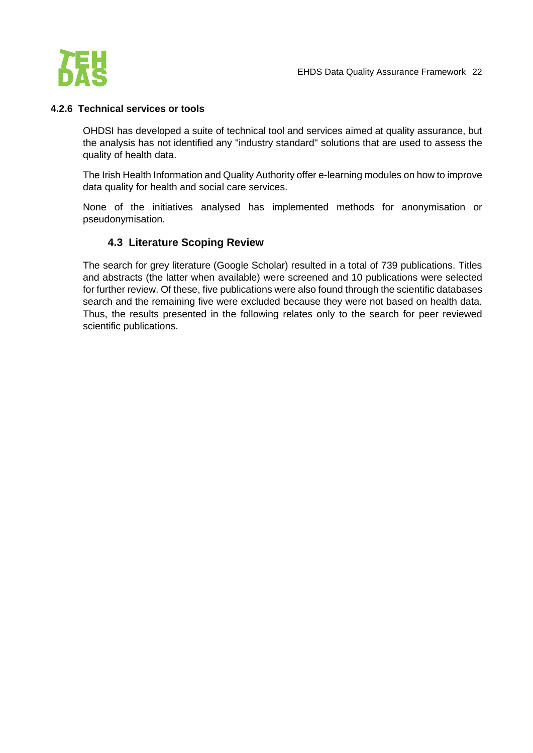#### 4.2.6 Technical services or tools

OHDSI has developed a suite of technical tool and services aimed at quality assurance, but the analysis has not identified any "industry standard" solutions that are used to assess the quality of health data.

The Irish Health Information and Quality Authority offer e-learning modules on how to improve data quality for health and social care services.

None of the initiatives analysed has implemented methods for anonymisation or pseudonymisation.

### 4.3 Literature Scoping Review

The search for grey literature (Google Scholar) resulted in a total of 739 publications. Titles and abstracts (the latter when available) were screened and 10 publications were selected for further review. Of these, five publications were also found through the scientific databases search and the remaining five were excluded because they were not based on health data. Thus, the results presented in the following relates only to the search for peer reviewed scientific publications.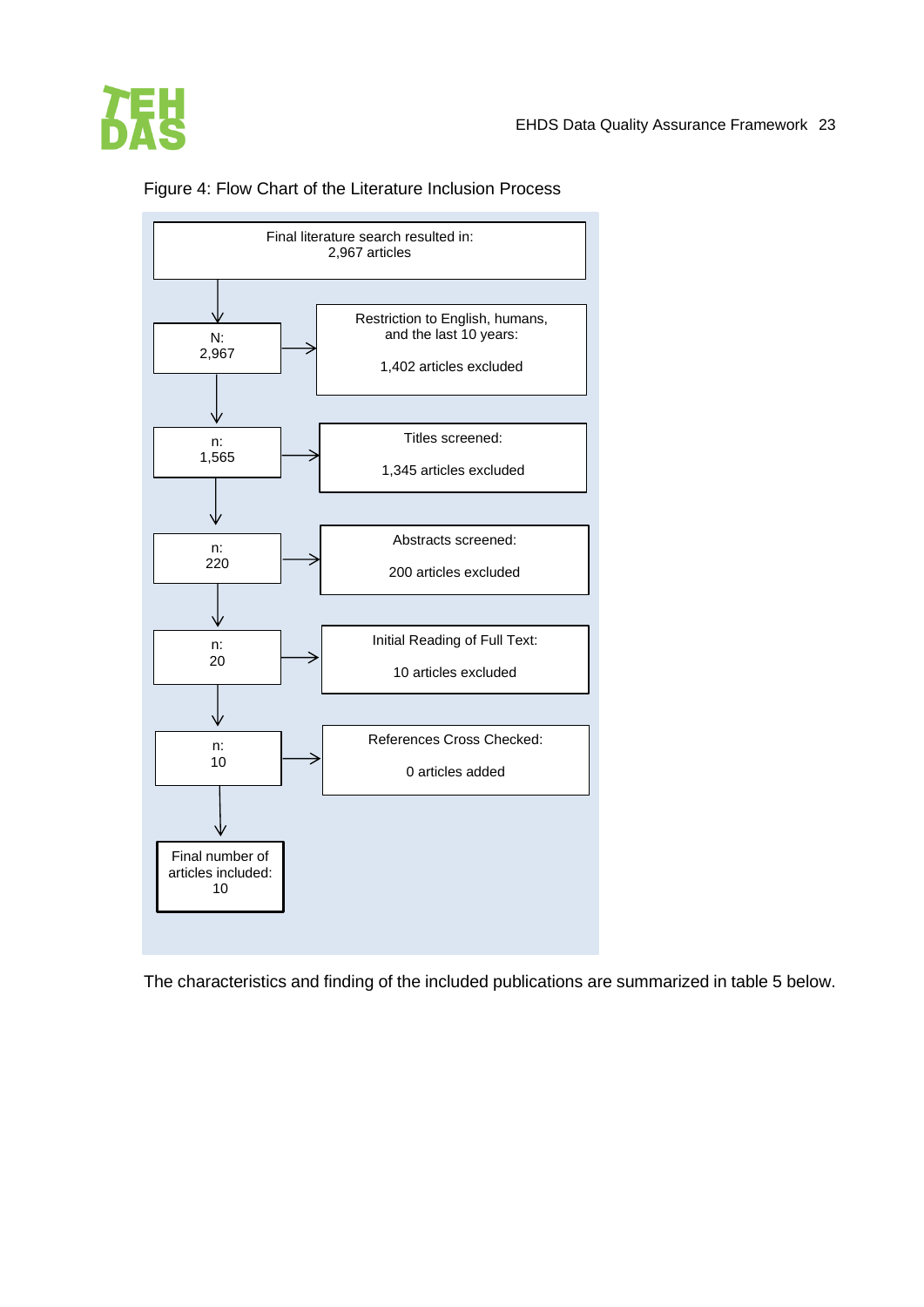Figure 4: Flow Chart of the Literature Inclusion Process

Final literature search resulted in:
2,967 articles

N:
2,967

Restriction to English, humans, and the last 10 years:

1,402 articles excluded

n:
1,565

Titles screened:

1,345 articles excluded

n:
220

Abstracts screened:

200 articles excluded

n:
20

Initial Reading of Full Text:

10 articles excluded

n:
10

References Cross Checked:

0 articles added

Final number of articles included:
10

The characteristics and finding of the included publications are summarized in table 5 below.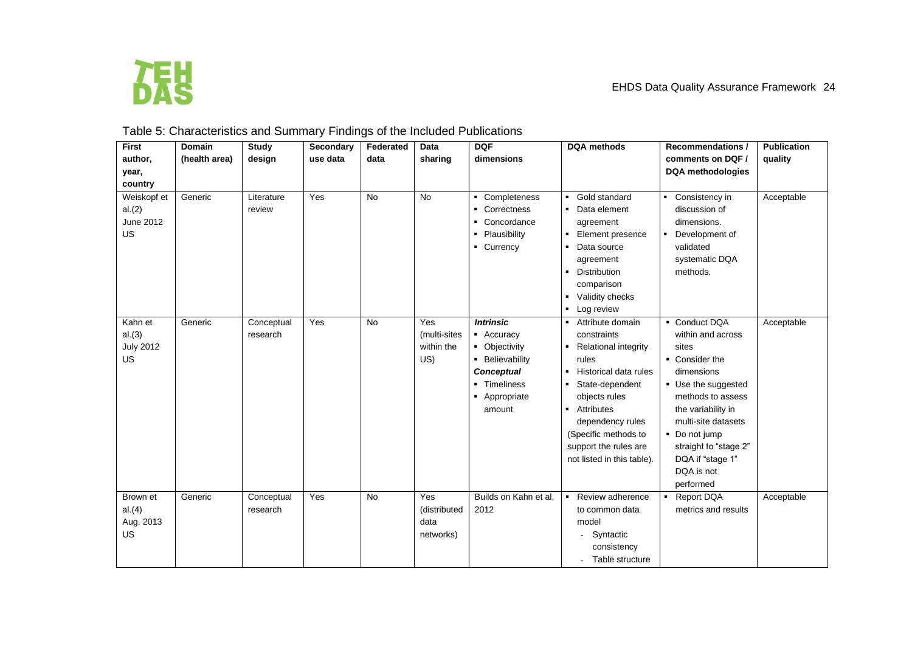Table 5: Characteristics and Summary Findings of the Included Publications

| First author, year, country | Domain (health area) | Study design | Secondary use data | Federated data | Data sharing | DQF dimensions | DQA methods | Recommendations / comments on DQF / DQA methodologies | Publication quality |
|---|---|---|---|---|---|---|---|---|---|
| Weiskopf et al.(2) June 2012 US | Generic | Literature review | Yes | No | No | ▪ Completeness<br>▪ Correctness<br>▪ Concordance<br>▪ Plausibility<br>▪ Currency | ▪ Gold standard<br>▪ Data element agreement<br>▪ Element presence<br>▪ Data source agreement<br>▪ Distribution comparison<br>▪ Validity checks<br>▪ Log review | ▪ Consistency in discussion of dimensions.<br>▪ Development of validated systematic DQA methods. | Acceptable |
| Kahn et al.(3) July 2012 US | Generic | Conceptual research | Yes | No | Yes (multi-sites within the US) | ***Intrinsic***<br>▪ Accuracy<br>▪ Objectivity<br>▪ Believability<br>***Conceptual***<br>▪ Timeliness<br>▪ Appropriate amount | ▪ Attribute domain constraints<br>▪ Relational integrity rules<br>▪ Historical data rules<br>▪ State-dependent objects rules<br>▪ Attributes dependency rules<br>(Specific methods to support the rules are not listed in this table). | ▪ Conduct DQA within and across sites<br>▪ Consider the dimensions<br>▪ Use the suggested methods to assess the variability in multi-site datasets<br>▪ Do not jump straight to "stage 2" DQA if "stage 1" DQA is not performed | Acceptable |
| Brown et al.(4) Aug. 2013 US | Generic | Conceptual research | Yes | No | Yes (distributed data networks) | Builds on Kahn et al, 2012 | ▪ Review adherence to common data model<br>- Syntactic consistency<br>- Table structure | ▪ Report DQA metrics and results | Acceptable |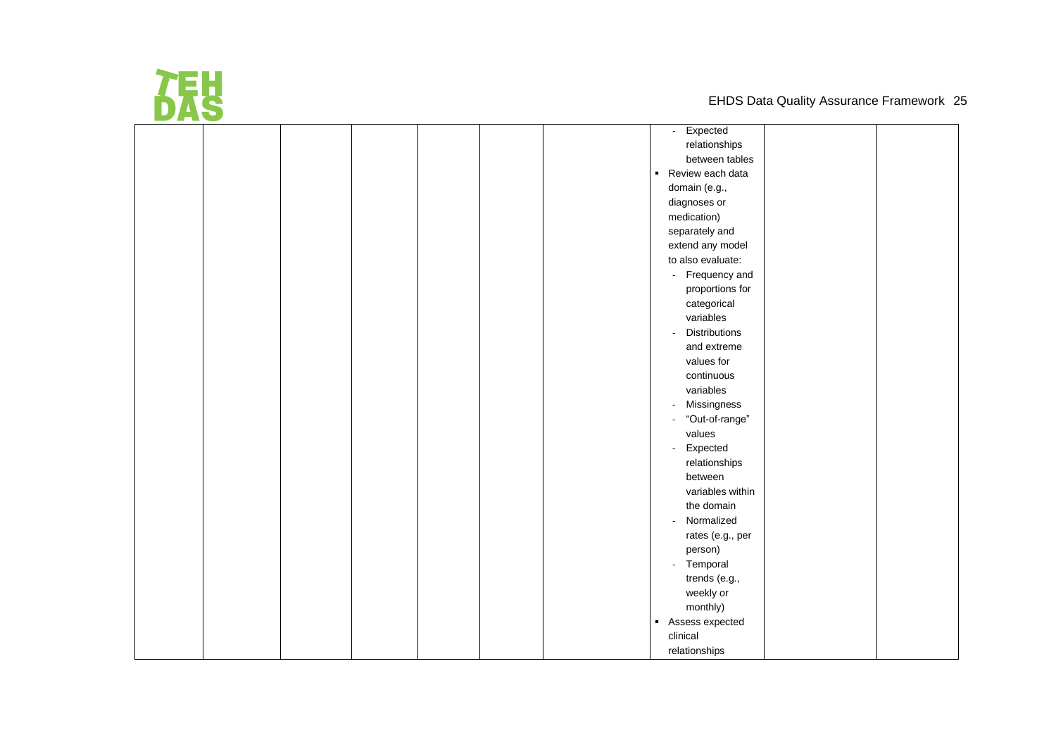|  |  |  |  |  |  |  |  |  |  |
|---|---|---|---|---|---|---|---|---|---|
|  |  |  |  |  |  |  | - Expected relationships between tables<br>▪ Review each data domain (e.g., diagnoses or medication) separately and extend any model to also evaluate:<br>- Frequency and proportions for categorical variables<br>- Distributions and extreme values for continuous variables<br>- Missingness<br>- "Out-of-range" values<br>- Expected relationships between variables within the domain<br>- Normalized rates (e.g., per person)<br>- Temporal trends (e.g., weekly or monthly)<br>▪ Assess expected clinical relationships |  |  |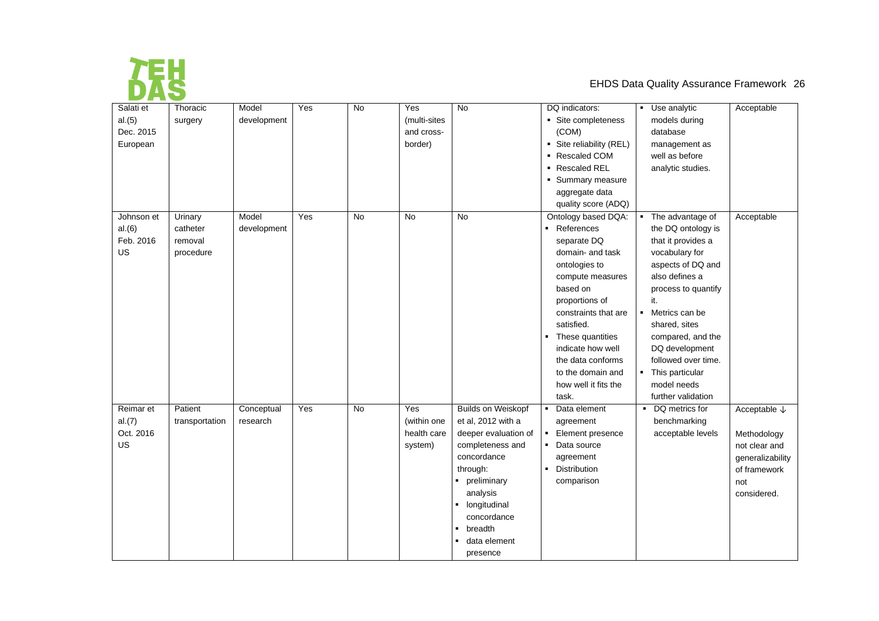| Salati et al.(5) Dec. 2015 European | Thoracic surgery | Model development | Yes | No | Yes (multi-sites and cross-border) | No | DQ indicators: <br>▪ Site completeness (COM) <br>▪ Site reliability (REL) <br>▪ Rescaled COM <br>▪ Rescaled REL <br>▪ Summary measure aggregate data quality score (ADQ) | ▪ Use analytic models during database management as well as before analytic studies. | Acceptable |
|---|---|---|---|---|---|---|---|---|---|
| Johnson et al.(6) Feb. 2016 US | Urinary catheter removal procedure | Model development | Yes | No | No | No | Ontology based DQA: <br>▪ References separate DQ domain- and task ontologies to compute measures based on proportions of constraints that are satisfied. <br>▪ These quantities indicate how well the data conforms to the domain and how well it fits the task. | ▪ The advantage of the DQ ontology is that it provides a vocabulary for aspects of DQ and also defines a process to quantify it. <br>▪ Metrics can be shared, sites compared, and the DQ development followed over time. <br>▪ This particular model needs further validation | Acceptable |
| Reimar et al.(7) Oct. 2016 US | Patient transportation | Conceptual research | Yes | No | Yes (within one health care system) | Builds on Weiskopf et al, 2012 with a deeper evaluation of completeness and concordance through: <br>▪ preliminary analysis <br>▪ longitudinal concordance <br>▪ breadth <br>▪ data element presence | ▪ Data element agreement <br>▪ Element presence <br>▪ Data source agreement <br>▪ Distribution comparison | ▪ DQ metrics for benchmarking acceptable levels | Acceptable ↓ <br><br>Methodology not clear and generalizability of framework not considered. |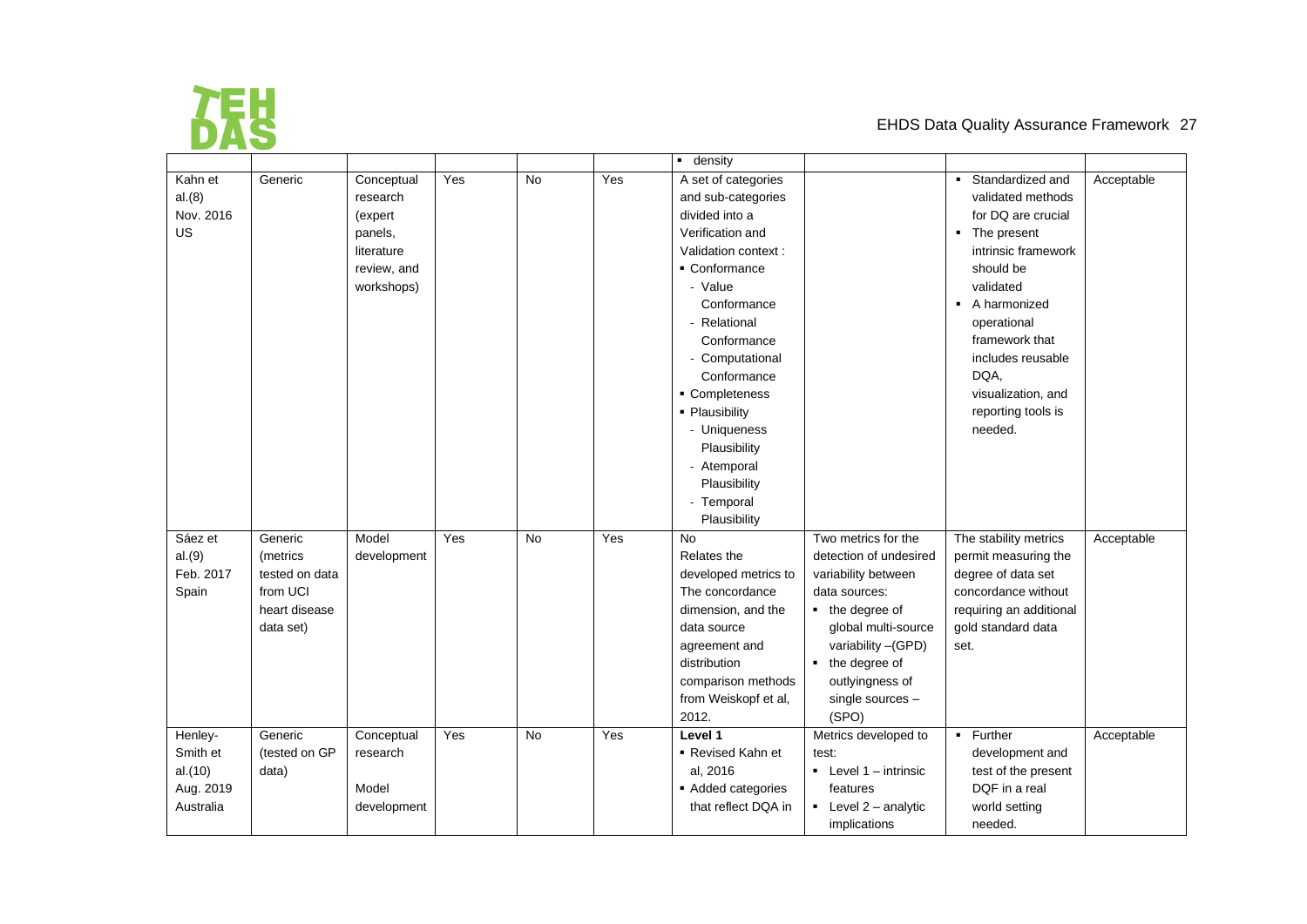| | | | | | | ▪ density | | | |
|---|---|---|---|---|---|---|---|---|---|
| Kahn et al.(8) Nov. 2016 US | Generic | Conceptual research (expert panels, literature review, and workshops) | Yes | No | Yes | A set of categories and sub-categories divided into a Verification and Validation context :<br>▪ Conformance<br>- Value Conformance<br>- Relational Conformance<br>- Computational Conformance<br>▪ Completeness<br>▪ Plausibility<br>- Uniqueness Plausibility<br>- Atemporal Plausibility<br>- Temporal Plausibility | | ▪ Standardized and validated methods for DQ are crucial<br>▪ The present intrinsic framework should be validated<br>▪ A harmonized operational framework that includes reusable DQA, visualization, and reporting tools is needed. | Acceptable |
| Sáez et al.(9) Feb. 2017 Spain | Generic (metrics tested on data from UCI heart disease data set) | Model development | Yes | No | Yes | No<br>Relates the developed metrics to The concordance dimension, and the data source agreement and distribution comparison methods from Weiskopf et al, 2012. | Two metrics for the detection of undesired variability between data sources:<br>▪ the degree of global multi-source variability –(GPD)<br>▪ the degree of outlyingness of single sources – (SPO) | The stability metrics permit measuring the degree of data set concordance without requiring an additional gold standard data set. | Acceptable |
| Henley-Smith et al.(10) Aug. 2019 Australia | Generic (tested on GP data) | Conceptual research<br><br>Model development | Yes | No | Yes | **Level 1**<br>▪ Revised Kahn et al, 2016<br>▪ Added categories that reflect DQA in | Metrics developed to test:<br>▪ Level 1 – intrinsic features<br>▪ Level 2 – analytic implications | ▪ Further development and test of the present DQF in a real world setting needed. | Acceptable |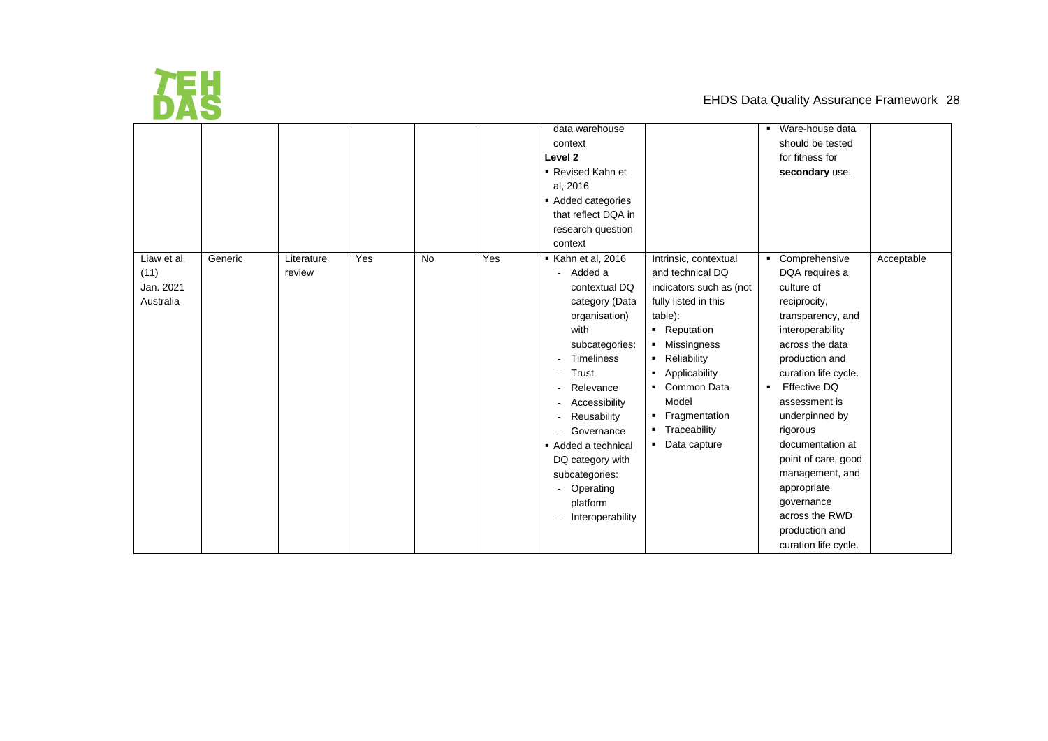| | | | | | | data warehouse context<br>**Level 2**<br>▪ Revised Kahn et al, 2016<br>▪ Added categories that reflect DQA in research question context | | ▪ Ware-house data should be tested for fitness for **secondary** use. | |
|---|---|---|---|---|---|---|---|---|---|
| Liaw et al. (11)<br>Jan. 2021<br>Australia | Generic | Literature review | Yes | No | Yes | ▪ Kahn et al, 2016<br>- Added a contextual DQ category (Data organisation) with subcategories:<br>- Timeliness<br>- Trust<br>- Relevance<br>- Accessibility<br>- Reusability<br>- Governance<br>▪ Added a technical DQ category with subcategories:<br>- Operating platform<br>- Interoperability | Intrinsic, contextual and technical DQ indicators such as (not fully listed in this table):<br>▪ Reputation<br>▪ Missingness<br>▪ Reliability<br>▪ Applicability<br>▪ Common Data Model<br>▪ Fragmentation<br>▪ Traceability<br>▪ Data capture | ▪ Comprehensive DQA requires a culture of reciprocity, transparency, and interoperability across the data production and curation life cycle.<br>▪ Effective DQ assessment is underpinned by rigorous documentation at point of care, good management, and appropriate governance across the RWD production and curation life cycle. | Acceptable |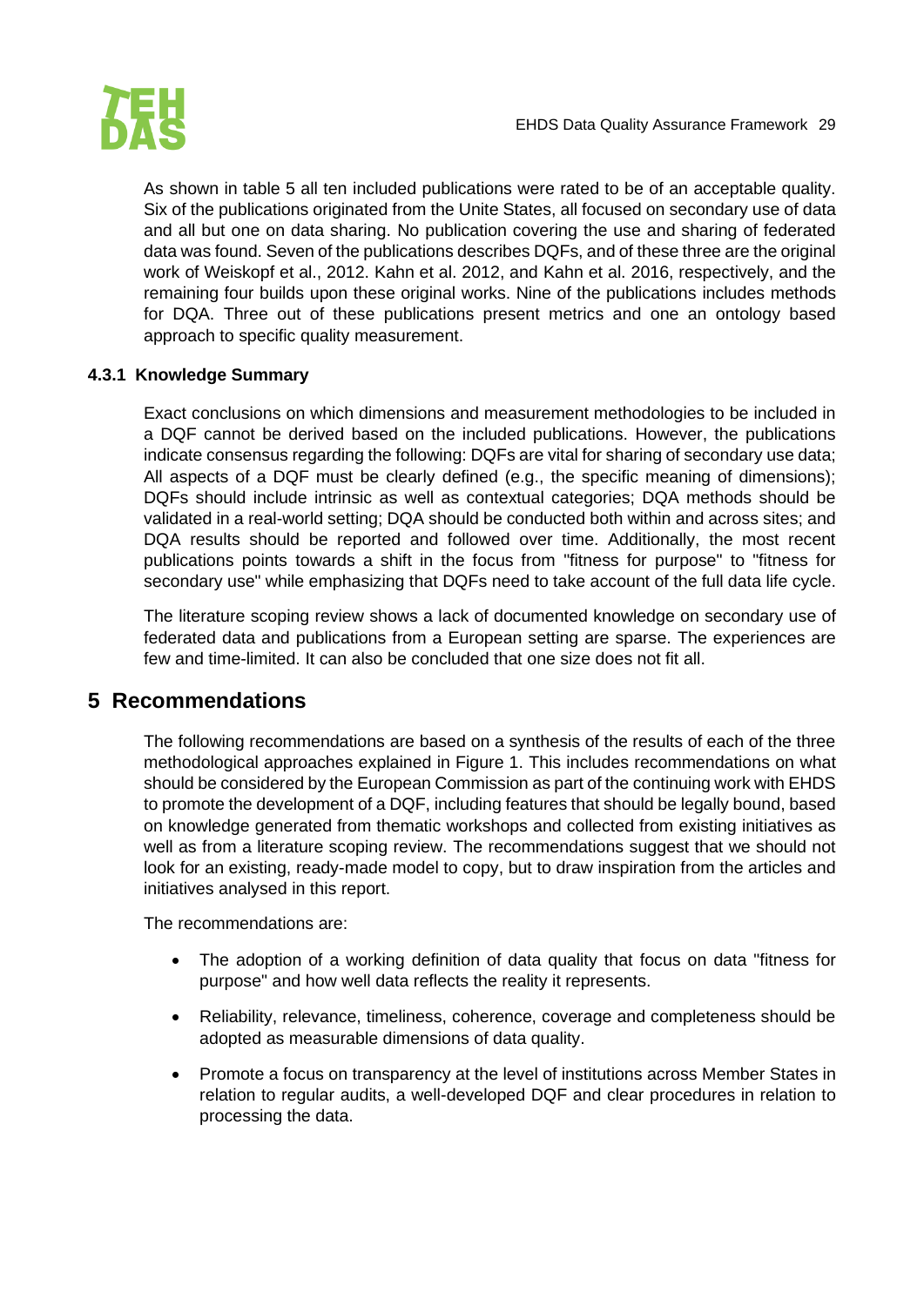As shown in table 5 all ten included publications were rated to be of an acceptable quality. Six of the publications originated from the Unite States, all focused on secondary use of data and all but one on data sharing. No publication covering the use and sharing of federated data was found. Seven of the publications describes DQFs, and of these three are the original work of Weiskopf et al., 2012. Kahn et al. 2012, and Kahn et al. 2016, respectively, and the remaining four builds upon these original works. Nine of the publications includes methods for DQA. Three out of these publications present metrics and one an ontology based approach to specific quality measurement.

### 4.3.1 Knowledge Summary

Exact conclusions on which dimensions and measurement methodologies to be included in a DQF cannot be derived based on the included publications. However, the publications indicate consensus regarding the following: DQFs are vital for sharing of secondary use data; All aspects of a DQF must be clearly defined (e.g., the specific meaning of dimensions); DQFs should include intrinsic as well as contextual categories; DQA methods should be validated in a real-world setting; DQA should be conducted both within and across sites; and DQA results should be reported and followed over time. Additionally, the most recent publications points towards a shift in the focus from "fitness for purpose" to "fitness for secondary use" while emphasizing that DQFs need to take account of the full data life cycle.

The literature scoping review shows a lack of documented knowledge on secondary use of federated data and publications from a European setting are sparse. The experiences are few and time-limited. It can also be concluded that one size does not fit all.

## 5 Recommendations

The following recommendations are based on a synthesis of the results of each of the three methodological approaches explained in Figure 1. This includes recommendations on what should be considered by the European Commission as part of the continuing work with EHDS to promote the development of a DQF, including features that should be legally bound, based on knowledge generated from thematic workshops and collected from existing initiatives as well as from a literature scoping review. The recommendations suggest that we should not look for an existing, ready-made model to copy, but to draw inspiration from the articles and initiatives analysed in this report.

The recommendations are:

- The adoption of a working definition of data quality that focus on data "fitness for purpose" and how well data reflects the reality it represents.
- Reliability, relevance, timeliness, coherence, coverage and completeness should be adopted as measurable dimensions of data quality.
- Promote a focus on transparency at the level of institutions across Member States in relation to regular audits, a well-developed DQF and clear procedures in relation to processing the data.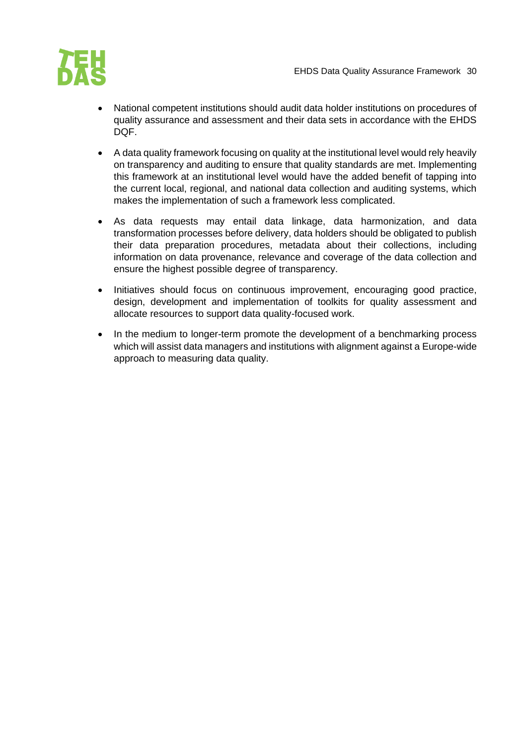- National competent institutions should audit data holder institutions on procedures of quality assurance and assessment and their data sets in accordance with the EHDS DQF.
- A data quality framework focusing on quality at the institutional level would rely heavily on transparency and auditing to ensure that quality standards are met. Implementing this framework at an institutional level would have the added benefit of tapping into the current local, regional, and national data collection and auditing systems, which makes the implementation of such a framework less complicated.
- As data requests may entail data linkage, data harmonization, and data transformation processes before delivery, data holders should be obligated to publish their data preparation procedures, metadata about their collections, including information on data provenance, relevance and coverage of the data collection and ensure the highest possible degree of transparency.
- Initiatives should focus on continuous improvement, encouraging good practice, design, development and implementation of toolkits for quality assessment and allocate resources to support data quality-focused work.
- In the medium to longer-term promote the development of a benchmarking process which will assist data managers and institutions with alignment against a Europe-wide approach to measuring data quality.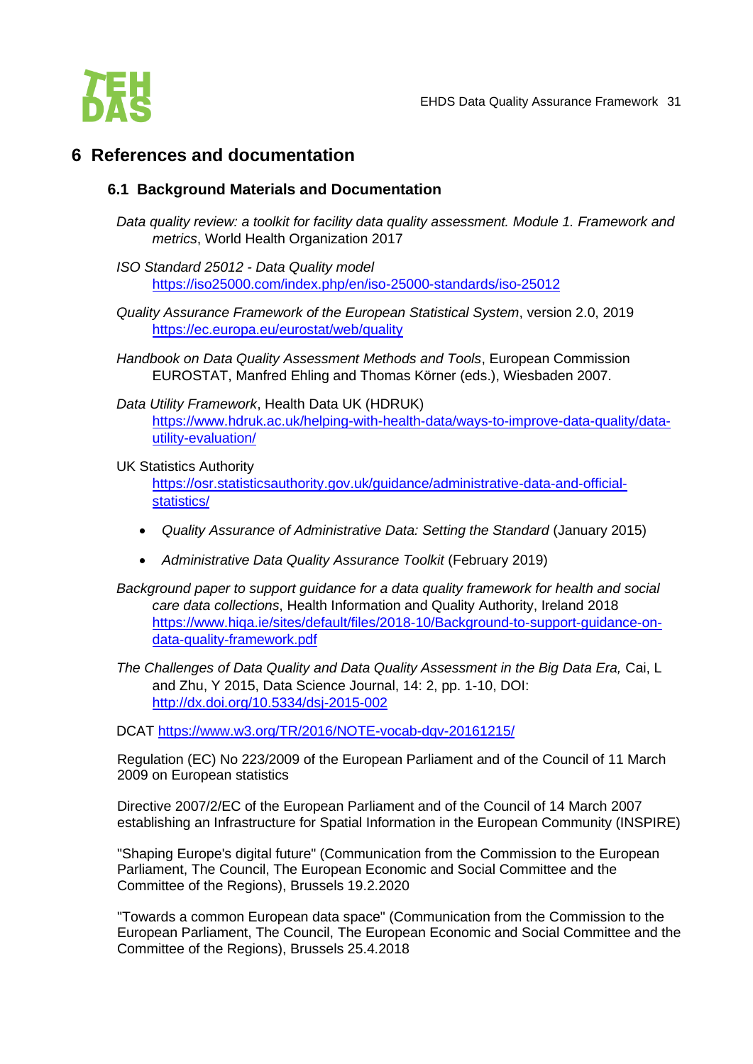# 6 References and documentation

## 6.1 Background Materials and Documentation

*Data quality review: a toolkit for facility data quality assessment. Module 1. Framework and metrics*, World Health Organization 2017

*ISO Standard 25012 - Data Quality model*
https://iso25000.com/index.php/en/iso-25000-standards/iso-25012

*Quality Assurance Framework of the European Statistical System*, version 2.0, 2019
https://ec.europa.eu/eurostat/web/quality

*Handbook on Data Quality Assessment Methods and Tools*, European Commission EUROSTAT, Manfred Ehling and Thomas Körner (eds.), Wiesbaden 2007.

*Data Utility Framework*, Health Data UK (HDRUK)
https://www.hdruk.ac.uk/helping-with-health-data/ways-to-improve-data-quality/data-utility-evaluation/

UK Statistics Authority
https://osr.statisticsauthority.gov.uk/guidance/administrative-data-and-official-statistics/

- *Quality Assurance of Administrative Data: Setting the Standard* (January 2015)
- *Administrative Data Quality Assurance Toolkit* (February 2019)

*Background paper to support guidance for a data quality framework for health and social care data collections*, Health Information and Quality Authority, Ireland 2018
https://www.hiqa.ie/sites/default/files/2018-10/Background-to-support-guidance-on-data-quality-framework.pdf

*The Challenges of Data Quality and Data Quality Assessment in the Big Data Era,* Cai, L and Zhu, Y 2015, Data Science Journal, 14: 2, pp. 1-10, DOI: http://dx.doi.org/10.5334/dsj-2015-002

DCAT https://www.w3.org/TR/2016/NOTE-vocab-dqv-20161215/

Regulation (EC) No 223/2009 of the European Parliament and of the Council of 11 March 2009 on European statistics

Directive 2007/2/EC of the European Parliament and of the Council of 14 March 2007 establishing an Infrastructure for Spatial Information in the European Community (INSPIRE)

"Shaping Europe's digital future" (Communication from the Commission to the European Parliament, The Council, The European Economic and Social Committee and the Committee of the Regions), Brussels 19.2.2020

"Towards a common European data space" (Communication from the Commission to the European Parliament, The Council, The European Economic and Social Committee and the Committee of the Regions), Brussels 25.4.2018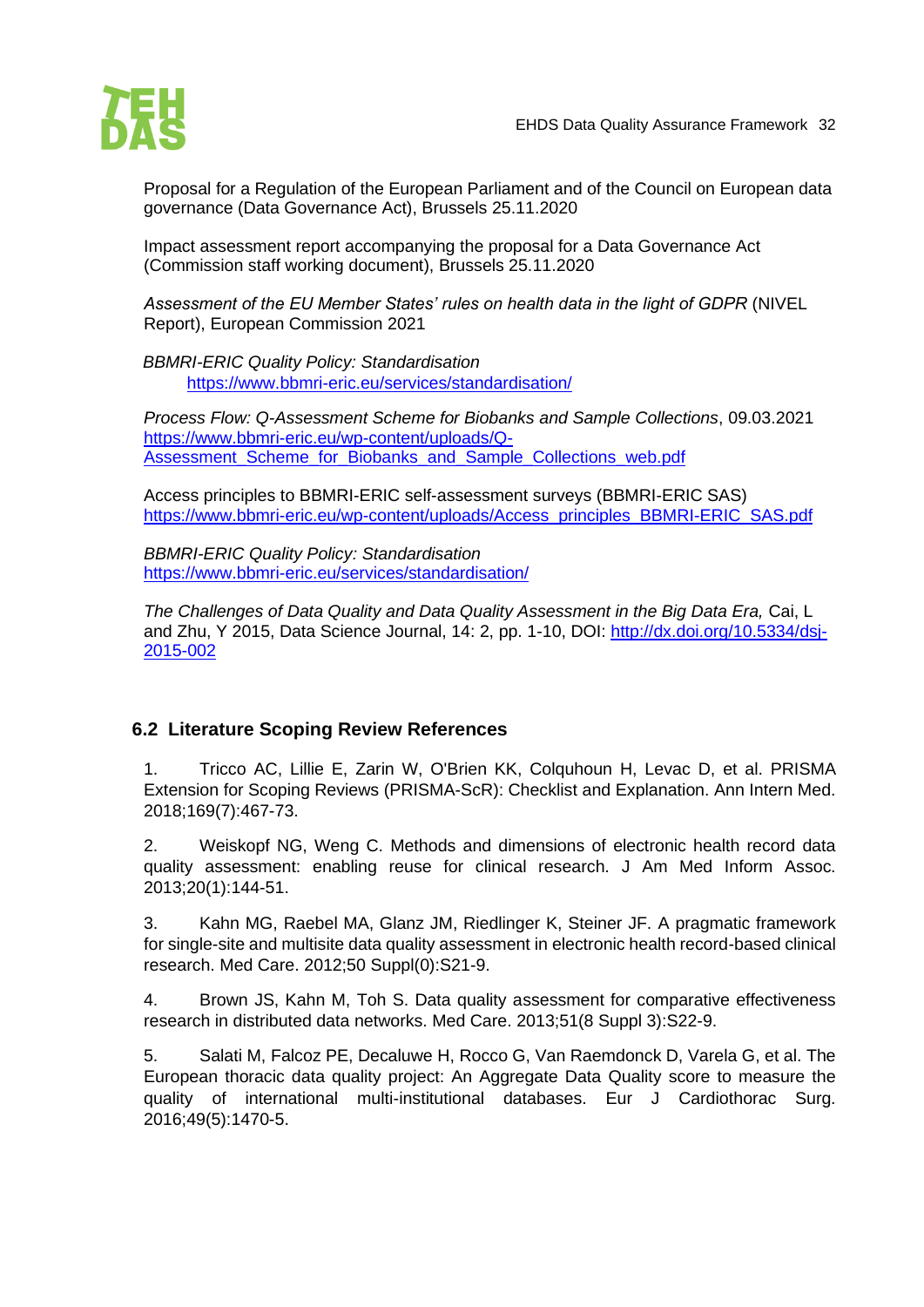Proposal for a Regulation of the European Parliament and of the Council on European data governance (Data Governance Act), Brussels 25.11.2020

Impact assessment report accompanying the proposal for a Data Governance Act (Commission staff working document), Brussels 25.11.2020

*Assessment of the EU Member States' rules on health data in the light of GDPR* (NIVEL Report), European Commission 2021

*BBMRI-ERIC Quality Policy: Standardisation*
https://www.bbmri-eric.eu/services/standardisation/

*Process Flow: Q-Assessment Scheme for Biobanks and Sample Collections*, 09.03.2021
https://www.bbmri-eric.eu/wp-content/uploads/Q-Assessment_Scheme_for_Biobanks_and_Sample_Collections_web.pdf

Access principles to BBMRI-ERIC self-assessment surveys (BBMRI-ERIC SAS)
https://www.bbmri-eric.eu/wp-content/uploads/Access_principles_BBMRI-ERIC_SAS.pdf

*BBMRI-ERIC Quality Policy: Standardisation*
https://www.bbmri-eric.eu/services/standardisation/

*The Challenges of Data Quality and Data Quality Assessment in the Big Data Era,* Cai, L and Zhu, Y 2015, Data Science Journal, 14: 2, pp. 1-10, DOI: http://dx.doi.org/10.5334/dsj-2015-002

## 6.2 Literature Scoping Review References

1. Tricco AC, Lillie E, Zarin W, O'Brien KK, Colquhoun H, Levac D, et al. PRISMA Extension for Scoping Reviews (PRISMA-ScR): Checklist and Explanation. Ann Intern Med. 2018;169(7):467-73.

2. Weiskopf NG, Weng C. Methods and dimensions of electronic health record data quality assessment: enabling reuse for clinical research. J Am Med Inform Assoc. 2013;20(1):144-51.

3. Kahn MG, Raebel MA, Glanz JM, Riedlinger K, Steiner JF. A pragmatic framework for single-site and multisite data quality assessment in electronic health record-based clinical research. Med Care. 2012;50 Suppl(0):S21-9.

4. Brown JS, Kahn M, Toh S. Data quality assessment for comparative effectiveness research in distributed data networks. Med Care. 2013;51(8 Suppl 3):S22-9.

5. Salati M, Falcoz PE, Decaluwe H, Rocco G, Van Raemdonck D, Varela G, et al. The European thoracic data quality project: An Aggregate Data Quality score to measure the quality of international multi-institutional databases. Eur J Cardiothorac Surg. 2016;49(5):1470-5.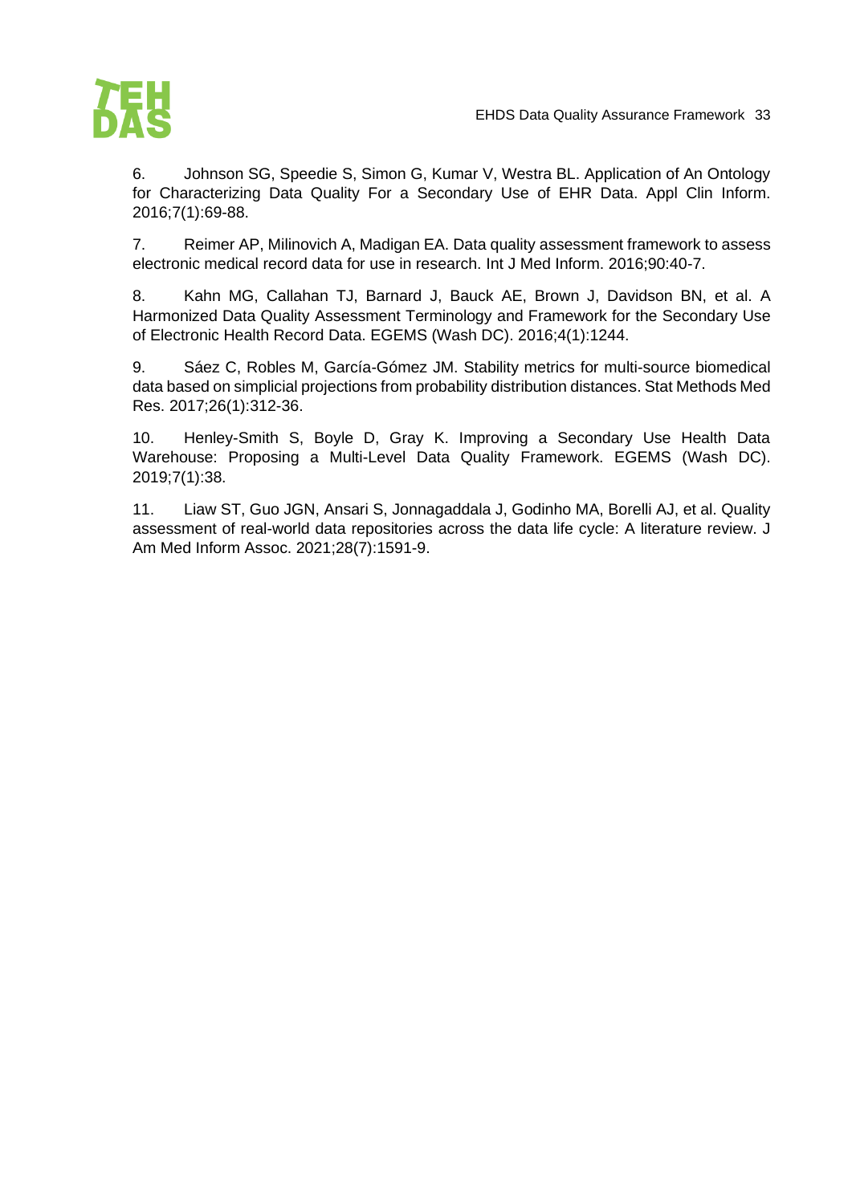6. Johnson SG, Speedie S, Simon G, Kumar V, Westra BL. Application of An Ontology for Characterizing Data Quality For a Secondary Use of EHR Data. Appl Clin Inform. 2016;7(1):69-88.

7. Reimer AP, Milinovich A, Madigan EA. Data quality assessment framework to assess electronic medical record data for use in research. Int J Med Inform. 2016;90:40-7.

8. Kahn MG, Callahan TJ, Barnard J, Bauck AE, Brown J, Davidson BN, et al. A Harmonized Data Quality Assessment Terminology and Framework for the Secondary Use of Electronic Health Record Data. EGEMS (Wash DC). 2016;4(1):1244.

9. Sáez C, Robles M, García-Gómez JM. Stability metrics for multi-source biomedical data based on simplicial projections from probability distribution distances. Stat Methods Med Res. 2017;26(1):312-36.

10. Henley-Smith S, Boyle D, Gray K. Improving a Secondary Use Health Data Warehouse: Proposing a Multi-Level Data Quality Framework. EGEMS (Wash DC). 2019;7(1):38.

11. Liaw ST, Guo JGN, Ansari S, Jonnagaddala J, Godinho MA, Borelli AJ, et al. Quality assessment of real-world data repositories across the data life cycle: A literature review. J Am Med Inform Assoc. 2021;28(7):1591-9.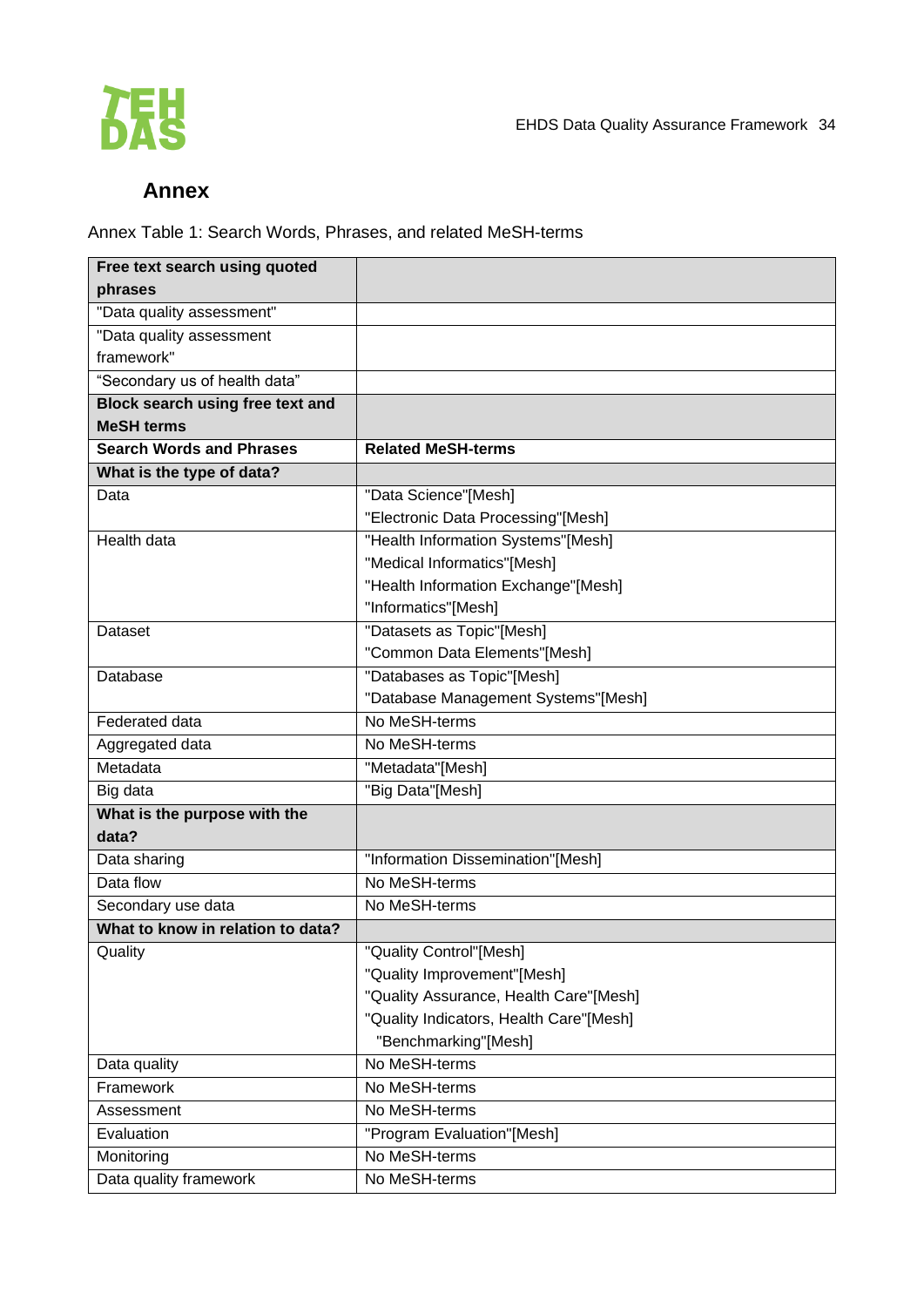## Annex

Annex Table 1: Search Words, Phrases, and related MeSH-terms

| **Free text search using quoted phrases** | |
|---|---|
| "Data quality assessment" | |
| "Data quality assessment framework" | |
| "Secondary us of health data" | |
| **Block search using free text and MeSH terms** | |
| **Search Words and Phrases** | **Related MeSH-terms** |
| **What is the type of data?** | |
| Data | "Data Science"[Mesh]<br>"Electronic Data Processing"[Mesh] |
| Health data | "Health Information Systems"[Mesh]<br>"Medical Informatics"[Mesh]<br>"Health Information Exchange"[Mesh]<br>"Informatics"[Mesh] |
| Dataset | "Datasets as Topic"[Mesh]<br>"Common Data Elements"[Mesh] |
| Database | "Databases as Topic"[Mesh]<br>"Database Management Systems"[Mesh] |
| Federated data | No MeSH-terms |
| Aggregated data | No MeSH-terms |
| Metadata | "Metadata"[Mesh] |
| Big data | "Big Data"[Mesh] |
| **What is the purpose with the data?** | |
| Data sharing | "Information Dissemination"[Mesh] |
| Data flow | No MeSH-terms |
| Secondary use data | No MeSH-terms |
| **What to know in relation to data?** | |
| Quality | "Quality Control"[Mesh]<br>"Quality Improvement"[Mesh]<br>"Quality Assurance, Health Care"[Mesh]<br>"Quality Indicators, Health Care"[Mesh]<br>"Benchmarking"[Mesh] |
| Data quality | No MeSH-terms |
| Framework | No MeSH-terms |
| Assessment | No MeSH-terms |
| Evaluation | "Program Evaluation"[Mesh] |
| Monitoring | No MeSH-terms |
| Data quality framework | No MeSH-terms |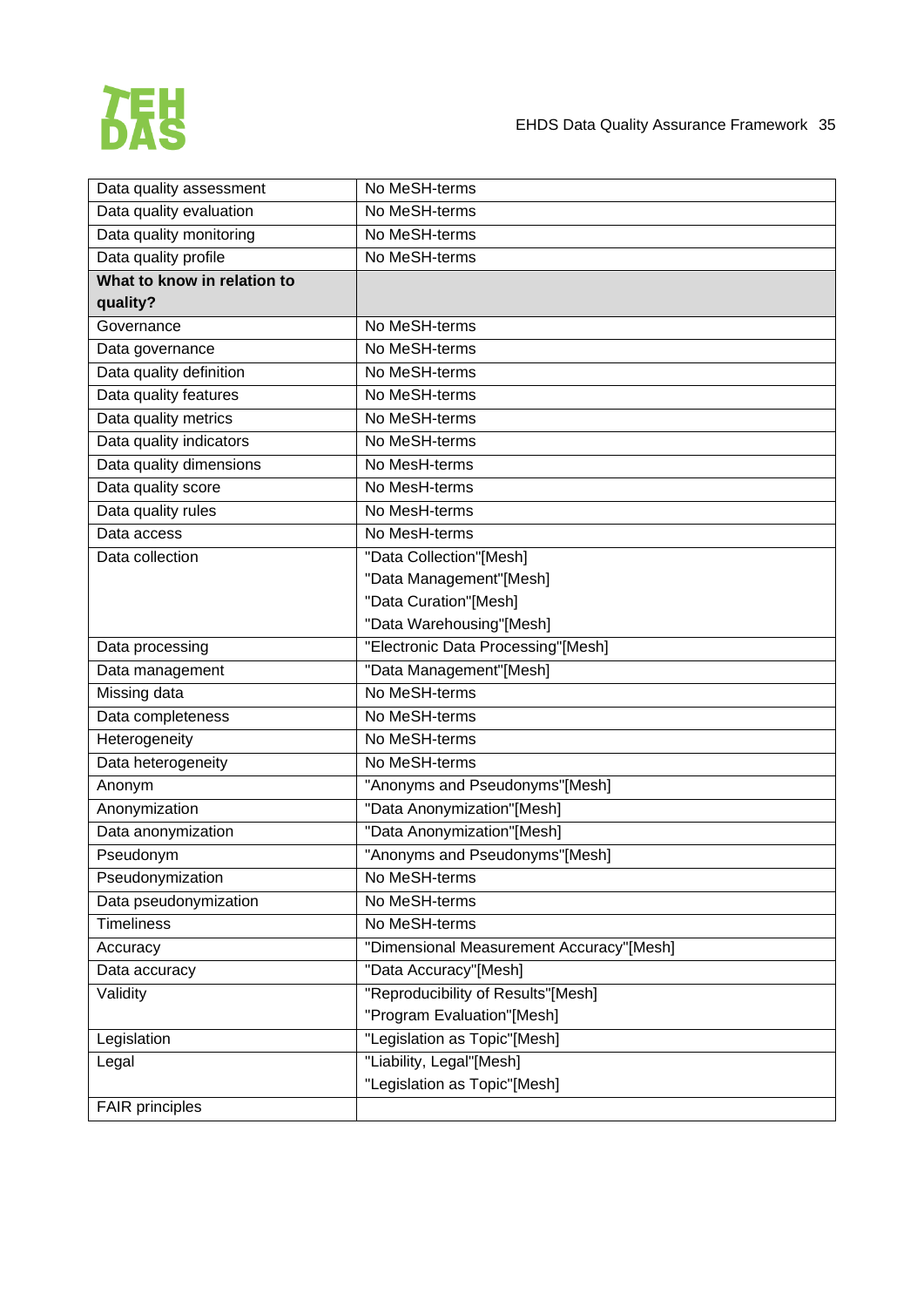| Data quality assessment | No MeSH-terms |
|---|---|
| Data quality evaluation | No MeSH-terms |
| Data quality monitoring | No MeSH-terms |
| Data quality profile | No MeSH-terms |
| **What to know in relation to quality?** | |
| Governance | No MeSH-terms |
| Data governance | No MeSH-terms |
| Data quality definition | No MeSH-terms |
| Data quality features | No MeSH-terms |
| Data quality metrics | No MeSH-terms |
| Data quality indicators | No MeSH-terms |
| Data quality dimensions | No MesH-terms |
| Data quality score | No MesH-terms |
| Data quality rules | No MesH-terms |
| Data access | No MesH-terms |
| Data collection | "Data Collection"[Mesh]<br>"Data Management"[Mesh]<br>"Data Curation"[Mesh]<br>"Data Warehousing"[Mesh] |
| Data processing | "Electronic Data Processing"[Mesh] |
| Data management | "Data Management"[Mesh] |
| Missing data | No MeSH-terms |
| Data completeness | No MeSH-terms |
| Heterogeneity | No MeSH-terms |
| Data heterogeneity | No MeSH-terms |
| Anonym | "Anonyms and Pseudonyms"[Mesh] |
| Anonymization | "Data Anonymization"[Mesh] |
| Data anonymization | "Data Anonymization"[Mesh] |
| Pseudonym | "Anonyms and Pseudonyms"[Mesh] |
| Pseudonymization | No MeSH-terms |
| Data pseudonymization | No MeSH-terms |
| Timeliness | No MeSH-terms |
| Accuracy | "Dimensional Measurement Accuracy"[Mesh] |
| Data accuracy | "Data Accuracy"[Mesh] |
| Validity | "Reproducibility of Results"[Mesh]<br>"Program Evaluation"[Mesh] |
| Legislation | "Legislation as Topic"[Mesh] |
| Legal | "Liability, Legal"[Mesh]<br>"Legislation as Topic"[Mesh] |
| FAIR principles | |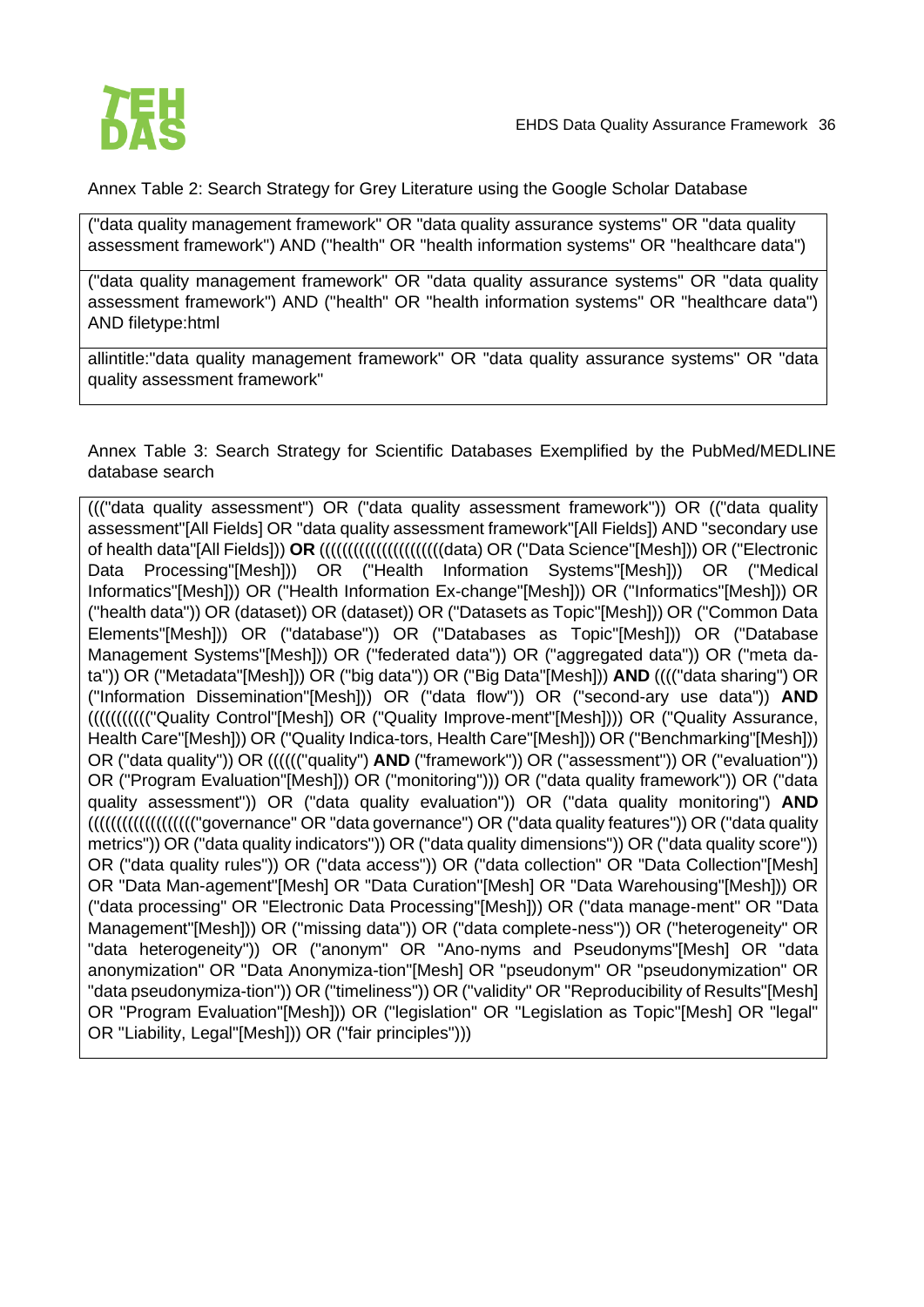Annex Table 2: Search Strategy for Grey Literature using the Google Scholar Database

| ("data quality management framework" OR "data quality assurance systems" OR "data quality assessment framework") AND ("health" OR "health information systems" OR "healthcare data") |
|---|
| ("data quality management framework" OR "data quality assurance systems" OR "data quality assessment framework") AND ("health" OR "health information systems" OR "healthcare data") AND filetype:html |
| allintitle:"data quality management framework" OR "data quality assurance systems" OR "data quality assessment framework" |

Annex Table 3: Search Strategy for Scientific Databases Exemplified by the PubMed/MEDLINE database search

| ((("data quality assessment") OR ("data quality assessment framework")) OR (("data quality assessment"[All Fields] OR "data quality assessment framework"[All Fields]) AND "secondary use of health data"[All Fields])) **OR** ((((((((((((((((((((data) OR ("Data Science"[Mesh])) OR ("Electronic Data Processing"[Mesh])) OR ("Health Information Systems"[Mesh])) OR ("Medical Informatics"[Mesh])) OR ("Health Information Ex-change"[Mesh])) OR ("Informatics"[Mesh])) OR ("health data")) OR (dataset)) OR (dataset)) OR ("Datasets as Topic"[Mesh])) OR ("Common Data Elements"[Mesh])) OR ("database")) OR ("Databases as Topic"[Mesh])) OR ("Database Management Systems"[Mesh])) OR ("federated data")) OR ("aggregated data")) OR ("meta da-ta")) OR ("Metadata"[Mesh])) OR ("big data")) OR ("Big Data"[Mesh])) **AND** (((("data sharing") OR ("Information Dissemination"[Mesh])) OR ("data flow")) OR ("second-ary use data")) **AND** ((((((((((("Quality Control"[Mesh]) OR ("Quality Improve-ment"[Mesh]))) OR ("Quality Assurance, Health Care"[Mesh])) OR ("Quality Indica-tors, Health Care"[Mesh])) OR ("Benchmarking"[Mesh])) OR ("data quality")) OR (((((("quality") **AND** ("framework")) OR ("assessment")) OR ("evaluation")) OR ("Program Evaluation"[Mesh])) OR ("monitoring"))) OR ("data quality framework")) OR ("data quality assessment")) OR ("data quality evaluation")) OR ("data quality monitoring") **AND** ((((((((((((((((("governance" OR "data governance") OR ("data quality features")) OR ("data quality metrics")) OR ("data quality indicators")) OR ("data quality dimensions")) OR ("data quality score")) OR ("data quality rules")) OR ("data access")) OR ("data collection" OR "Data Collection"[Mesh] OR "Data Man-agement"[Mesh] OR "Data Curation"[Mesh] OR "Data Warehousing"[Mesh])) OR ("data processing" OR "Electronic Data Processing"[Mesh])) OR ("data manage-ment" OR "Data Management"[Mesh])) OR ("missing data")) OR ("data complete-ness")) OR ("heterogeneity" OR "data heterogeneity")) OR ("anonym" OR "Ano-nyms and Pseudonyms"[Mesh] OR "data anonymization" OR "Data Anonymiza-tion"[Mesh] OR "pseudonym" OR "pseudonymization" OR "data pseudonymiza-tion")) OR ("timeliness")) OR ("validity" OR "Reproducibility of Results"[Mesh] OR "Program Evaluation"[Mesh])) OR ("legislation" OR "Legislation as Topic"[Mesh] OR "legal" OR "Liability, Legal"[Mesh])) OR ("fair principles"))) |
|---|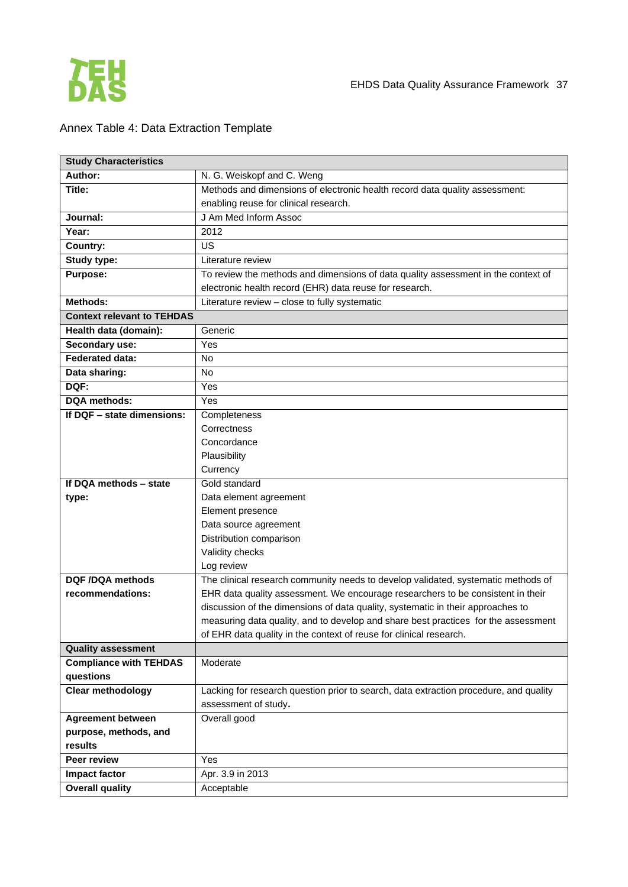Annex Table 4: Data Extraction Template

| **Study Characteristics** | |
|---|---|
| **Author:** | N. G. Weiskopf and C. Weng |
| **Title:** | Methods and dimensions of electronic health record data quality assessment: enabling reuse for clinical research. |
| **Journal:** | J Am Med Inform Assoc |
| **Year:** | 2012 |
| **Country:** | US |
| **Study type:** | Literature review |
| **Purpose:** | To review the methods and dimensions of data quality assessment in the context of electronic health record (EHR) data reuse for research. |
| **Methods:** | Literature review – close to fully systematic |
| **Context relevant to TEHDAS** | |
| **Health data (domain):** | Generic |
| **Secondary use:** | Yes |
| **Federated data:** | No |
| **Data sharing:** | No |
| **DQF:** | Yes |
| **DQA methods:** | Yes |
| **If DQF – state dimensions:** | Completeness<br>Correctness<br>Concordance<br>Plausibility<br>Currency |
| **If DQA methods – state type:** | Gold standard<br>Data element agreement<br>Element presence<br>Data source agreement<br>Distribution comparison<br>Validity checks<br>Log review |
| **DQF /DQA methods recommendations:** | The clinical research community needs to develop validated, systematic methods of EHR data quality assessment. We encourage researchers to be consistent in their discussion of the dimensions of data quality, systematic in their approaches to measuring data quality, and to develop and share best practices for the assessment of EHR data quality in the context of reuse for clinical research. |
| **Quality assessment** | |
| **Compliance with TEHDAS questions** | Moderate |
| **Clear methodology** | Lacking for research question prior to search, data extraction procedure, and quality assessment of study. |
| **Agreement between purpose, methods, and results** | Overall good |
| **Peer review** | Yes |
| **Impact factor** | Apr. 3.9 in 2013 |
| **Overall quality** | Acceptable |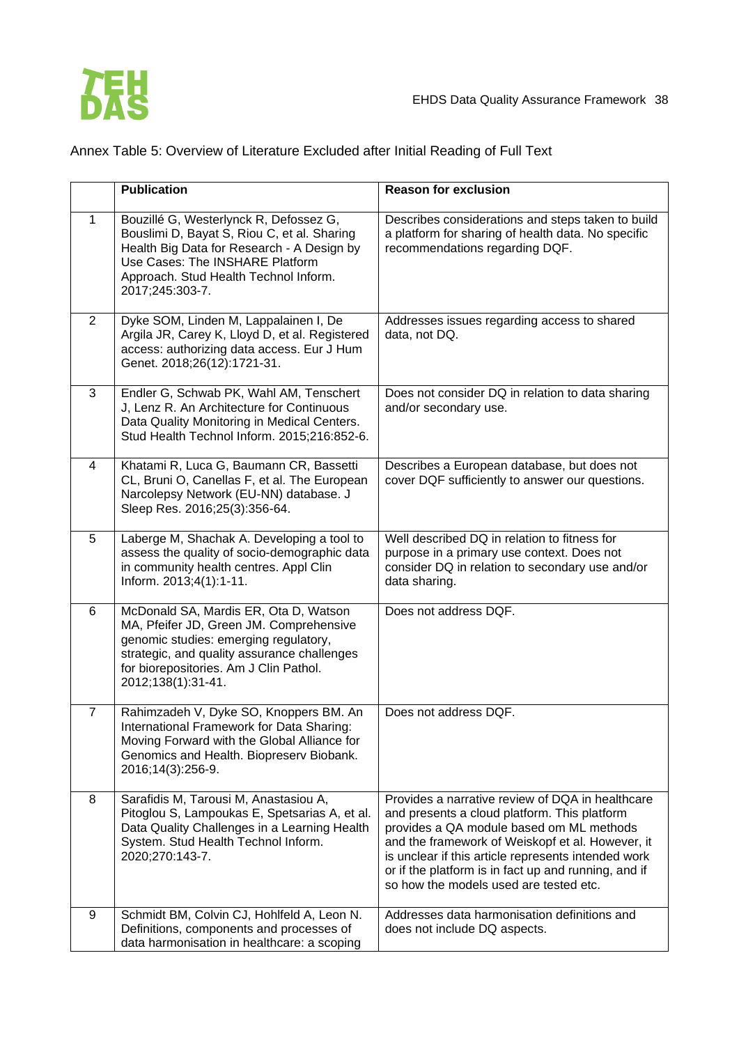Annex Table 5: Overview of Literature Excluded after Initial Reading of Full Text

| | Publication | Reason for exclusion |
|---|---|---|
| 1 | Bouzillé G, Westerlynck R, Defossez G, Bouslimi D, Bayat S, Riou C, et al. Sharing Health Big Data for Research - A Design by Use Cases: The INSHARE Platform Approach. Stud Health Technol Inform. 2017;245:303-7. | Describes considerations and steps taken to build a platform for sharing of health data. No specific recommendations regarding DQF. |
| 2 | Dyke SOM, Linden M, Lappalainen I, De Argila JR, Carey K, Lloyd D, et al. Registered access: authorizing data access. Eur J Hum Genet. 2018;26(12):1721-31. | Addresses issues regarding access to shared data, not DQ. |
| 3 | Endler G, Schwab PK, Wahl AM, Tenschert J, Lenz R. An Architecture for Continuous Data Quality Monitoring in Medical Centers. Stud Health Technol Inform. 2015;216:852-6. | Does not consider DQ in relation to data sharing and/or secondary use. |
| 4 | Khatami R, Luca G, Baumann CR, Bassetti CL, Bruni O, Canellas F, et al. The European Narcolepsy Network (EU-NN) database. J Sleep Res. 2016;25(3):356-64. | Describes a European database, but does not cover DQF sufficiently to answer our questions. |
| 5 | Laberge M, Shachak A. Developing a tool to assess the quality of socio-demographic data in community health centres. Appl Clin Inform. 2013;4(1):1-11. | Well described DQ in relation to fitness for purpose in a primary use context. Does not consider DQ in relation to secondary use and/or data sharing. |
| 6 | McDonald SA, Mardis ER, Ota D, Watson MA, Pfeifer JD, Green JM. Comprehensive genomic studies: emerging regulatory, strategic, and quality assurance challenges for biorepositories. Am J Clin Pathol. 2012;138(1):31-41. | Does not address DQF. |
| 7 | Rahimzadeh V, Dyke SO, Knoppers BM. An International Framework for Data Sharing: Moving Forward with the Global Alliance for Genomics and Health. Biopreserv Biobank. 2016;14(3):256-9. | Does not address DQF. |
| 8 | Sarafidis M, Tarousi M, Anastasiou A, Pitoglou S, Lampoukas E, Spetsarias A, et al. Data Quality Challenges in a Learning Health System. Stud Health Technol Inform. 2020;270:143-7. | Provides a narrative review of DQA in healthcare and presents a cloud platform. This platform provides a QA module based om ML methods and the framework of Weiskopf et al. However, it is unclear if this article represents intended work or if the platform is in fact up and running, and if so how the models used are tested etc. |
| 9 | Schmidt BM, Colvin CJ, Hohlfeld A, Leon N. Definitions, components and processes of data harmonisation in healthcare: a scoping | Addresses data harmonisation definitions and does not include DQ aspects. |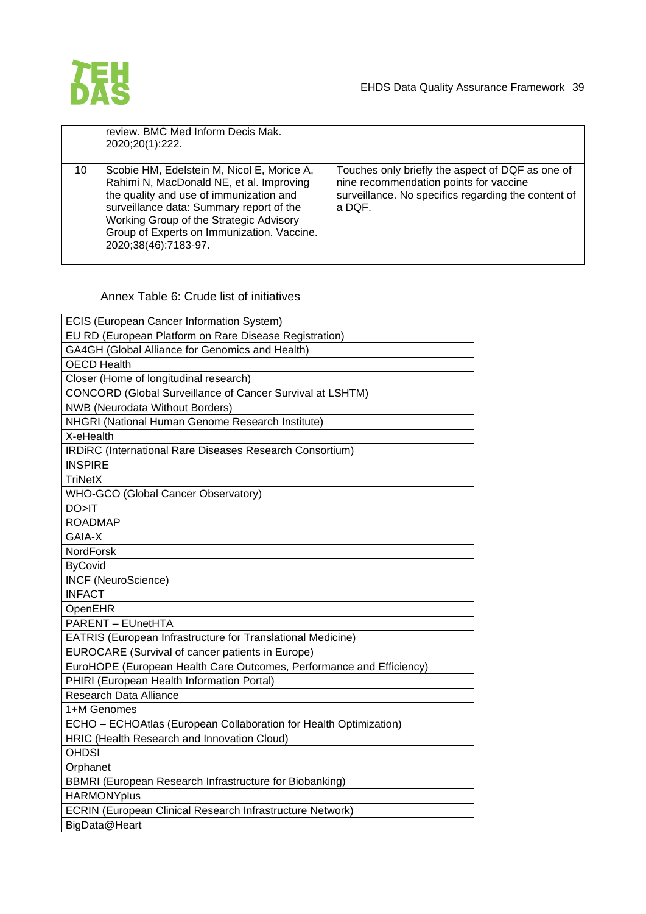| | | |
|---|---|---|
| | review. BMC Med Inform Decis Mak. 2020;20(1):222. | |
| 10 | Scobie HM, Edelstein M, Nicol E, Morice A, Rahimi N, MacDonald NE, et al. Improving the quality and use of immunization and surveillance data: Summary report of the Working Group of the Strategic Advisory Group of Experts on Immunization. Vaccine. 2020;38(46):7183-97. | Touches only briefly the aspect of DQF as one of nine recommendation points for vaccine surveillance. No specifics regarding the content of a DQF. |

Annex Table 6: Crude list of initiatives

| |
|---|
| ECIS (European Cancer Information System) |
| EU RD (European Platform on Rare Disease Registration) |
| GA4GH (Global Alliance for Genomics and Health) |
| OECD Health |
| Closer (Home of longitudinal research) |
| CONCORD (Global Surveillance of Cancer Survival at LSHTM) |
| NWB (Neurodata Without Borders) |
| NHGRI (National Human Genome Research Institute) |
| X-eHealth |
| IRDiRC (International Rare Diseases Research Consortium) |
| INSPIRE |
| TriNetX |
| WHO-GCO (Global Cancer Observatory) |
| DO>IT |
| ROADMAP |
| GAIA-X |
| NordForsk |
| ByCovid |
| INCF (NeuroScience) |
| INFACT |
| OpenEHR |
| PARENT – EUnetHTA |
| EATRIS (European Infrastructure for Translational Medicine) |
| EUROCARE (Survival of cancer patients in Europe) |
| EuroHOPE (European Health Care Outcomes, Performance and Efficiency) |
| PHIRI (European Health Information Portal) |
| Research Data Alliance |
| 1+M Genomes |
| ECHO – ECHOAtlas (European Collaboration for Health Optimization) |
| HRIC (Health Research and Innovation Cloud) |
| OHDSI |
| Orphanet |
| BBMRI (European Research Infrastructure for Biobanking) |
| HARMONYplus |
| ECRIN (European Clinical Research Infrastructure Network) |
| BigData@Heart |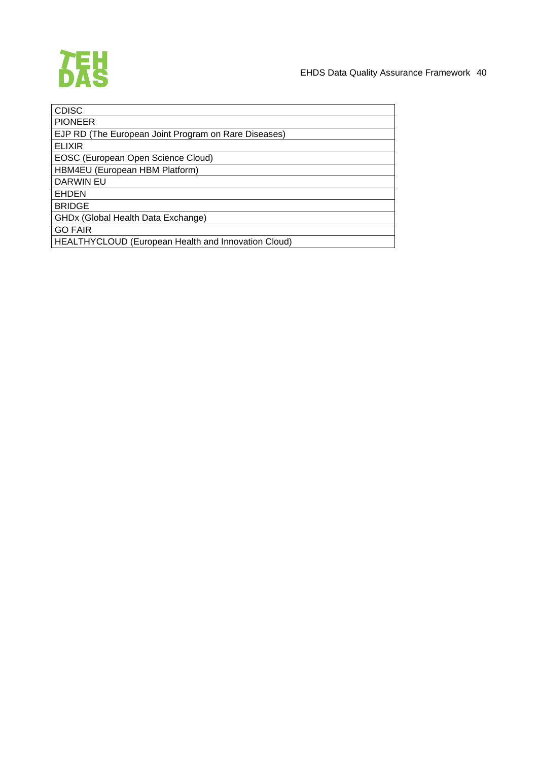| |
|---|
| CDISC |
| PIONEER |
| EJP RD (The European Joint Program on Rare Diseases) |
| ELIXIR |
| EOSC (European Open Science Cloud) |
| HBM4EU (European HBM Platform) |
| DARWIN EU |
| EHDEN |
| BRIDGE |
| GHDx (Global Health Data Exchange) |
| GO FAIR |
| HEALTHYCLOUD (European Health and Innovation Cloud) |